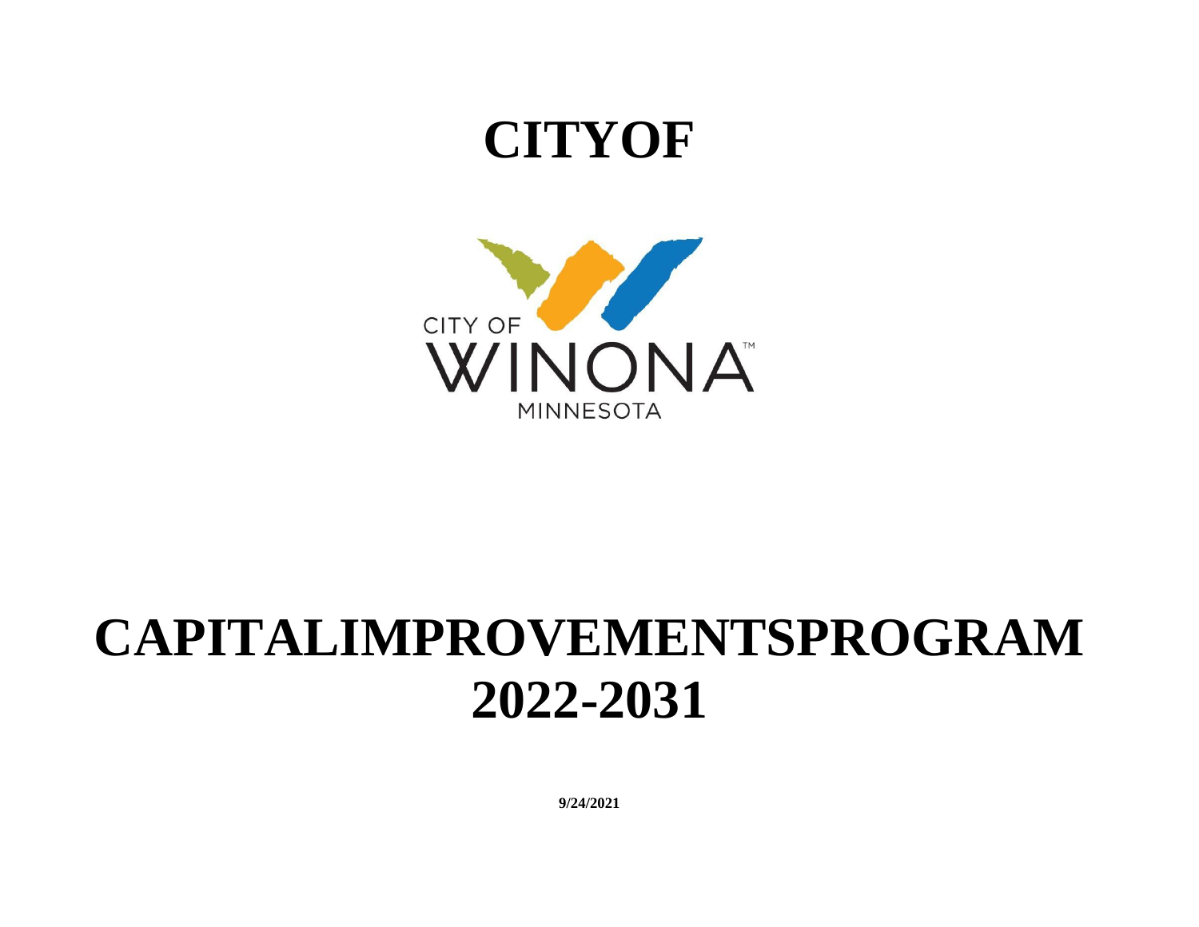# CITYOF

CITY OF
WINONA™
MINNESOTA

# CAPITALIMPROVEMENTSPROGRAM 2022-2031

**9/24/2021**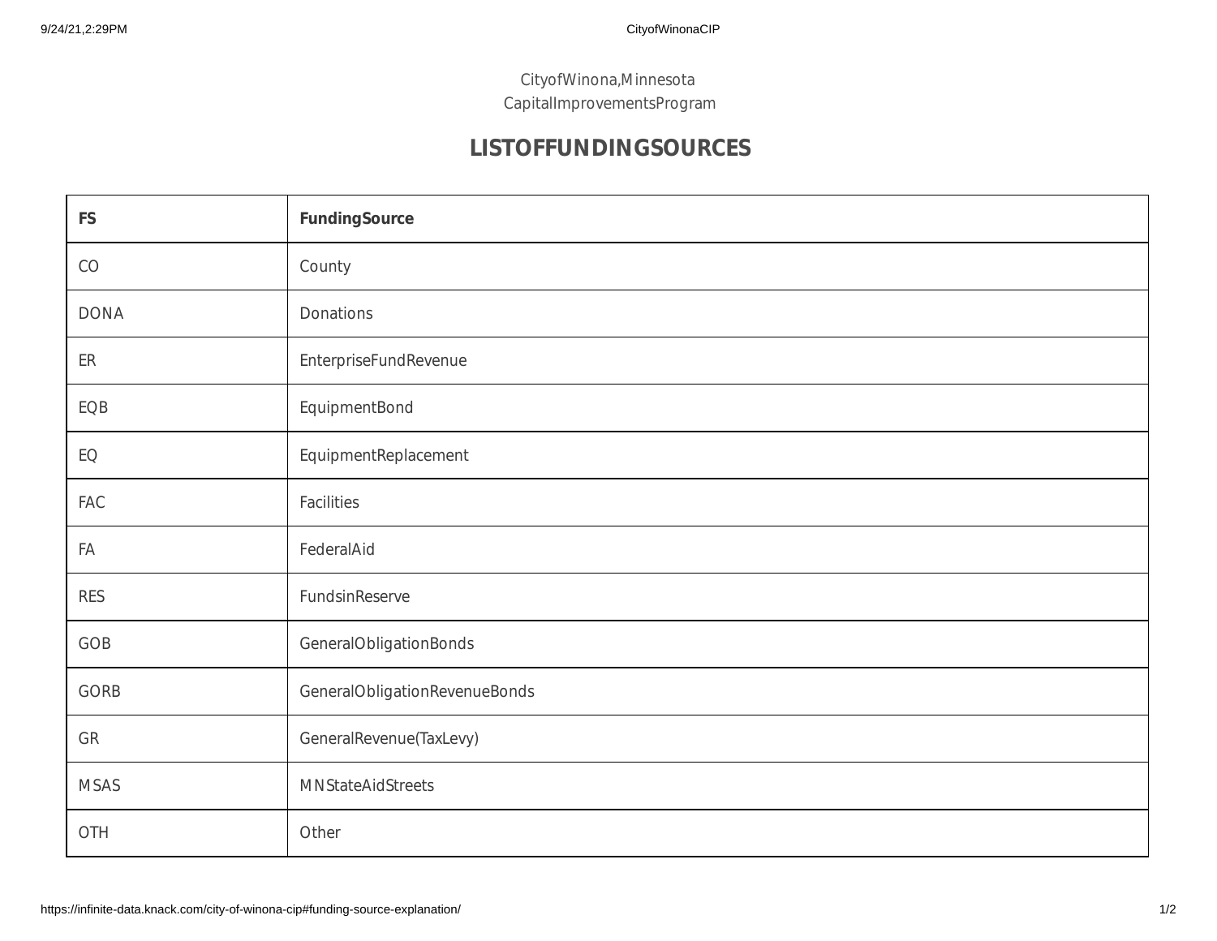CityofWinona,Minnesota
CapitalImprovementsProgram

# LISTOFFUNDINGSOURCES

| FS | FundingSource |
|---|---|
| CO | County |
| DONA | Donations |
| ER | EnterpriseFundRevenue |
| EQB | EquipmentBond |
| EQ | EquipmentReplacement |
| FAC | Facilities |
| FA | FederalAid |
| RES | FundsinReserve |
| GOB | GeneralObligationBonds |
| GORB | GeneralObligationRevenueBonds |
| GR | GeneralRevenue(TaxLevy) |
| MSAS | MNStateAidStreets |
| OTH | Other |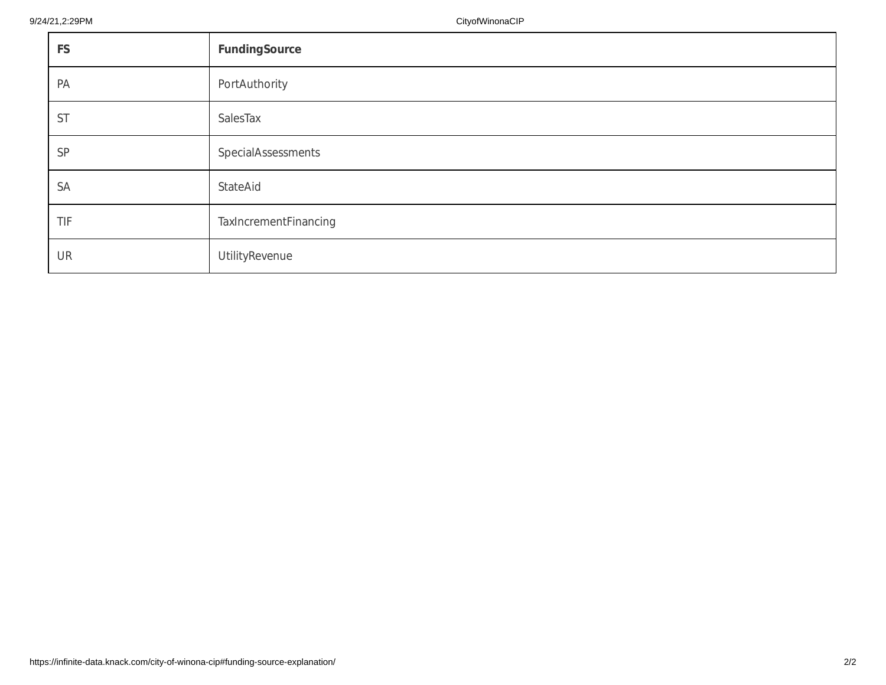| FS | FundingSource |
|---|---|
| PA | PortAuthority |
| ST | SalesTax |
| SP | SpecialAssessments |
| SA | StateAid |
| TIF | TaxIncrementFinancing |
| UR | UtilityRevenue |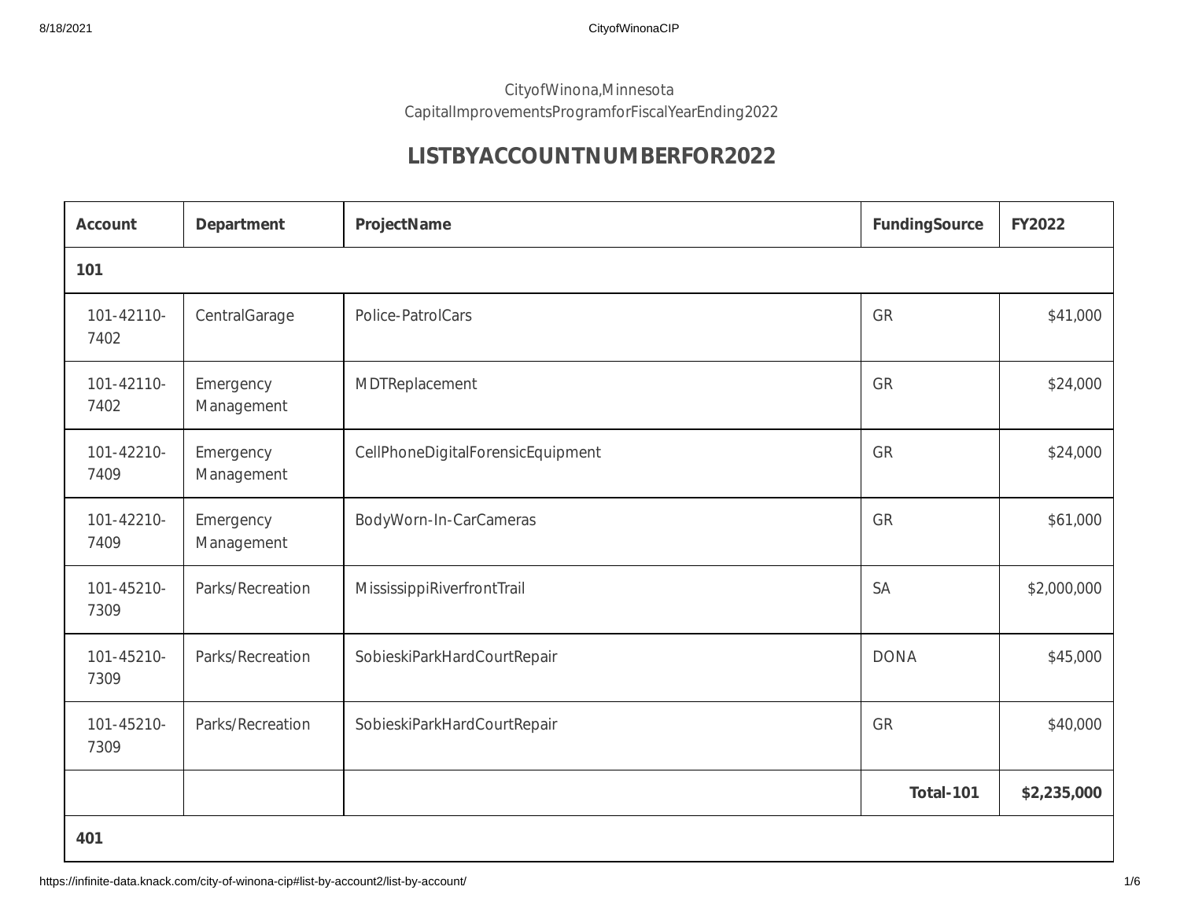CityofWinona,Minnesota
CapitalImprovementsProgramforFiscalYearEnding2022

## LISTBYACCOUNTNUMBERFOR2022

| Account | Department | ProjectName | FundingSource | FY2022 |
|---|---|---|---|---|
| **101** | | | | |
| 101-42110-7402 | CentralGarage | Police-PatrolCars | GR | $41,000 |
| 101-42110-7402 | Emergency Management | MDTReplacement | GR | $24,000 |
| 101-42210-7409 | Emergency Management | CellPhoneDigitalForensicEquipment | GR | $24,000 |
| 101-42210-7409 | Emergency Management | BodyWorn-In-CarCameras | GR | $61,000 |
| 101-45210-7309 | Parks/Recreation | MississippiRiverfrontTrail | SA | $2,000,000 |
| 101-45210-7309 | Parks/Recreation | SobieskiParkHardCourtRepair | DONA | $45,000 |
| 101-45210-7309 | Parks/Recreation | SobieskiParkHardCourtRepair | GR | $40,000 |
| | | | **Total-101** | **$2,235,000** |
| **401** | | | | |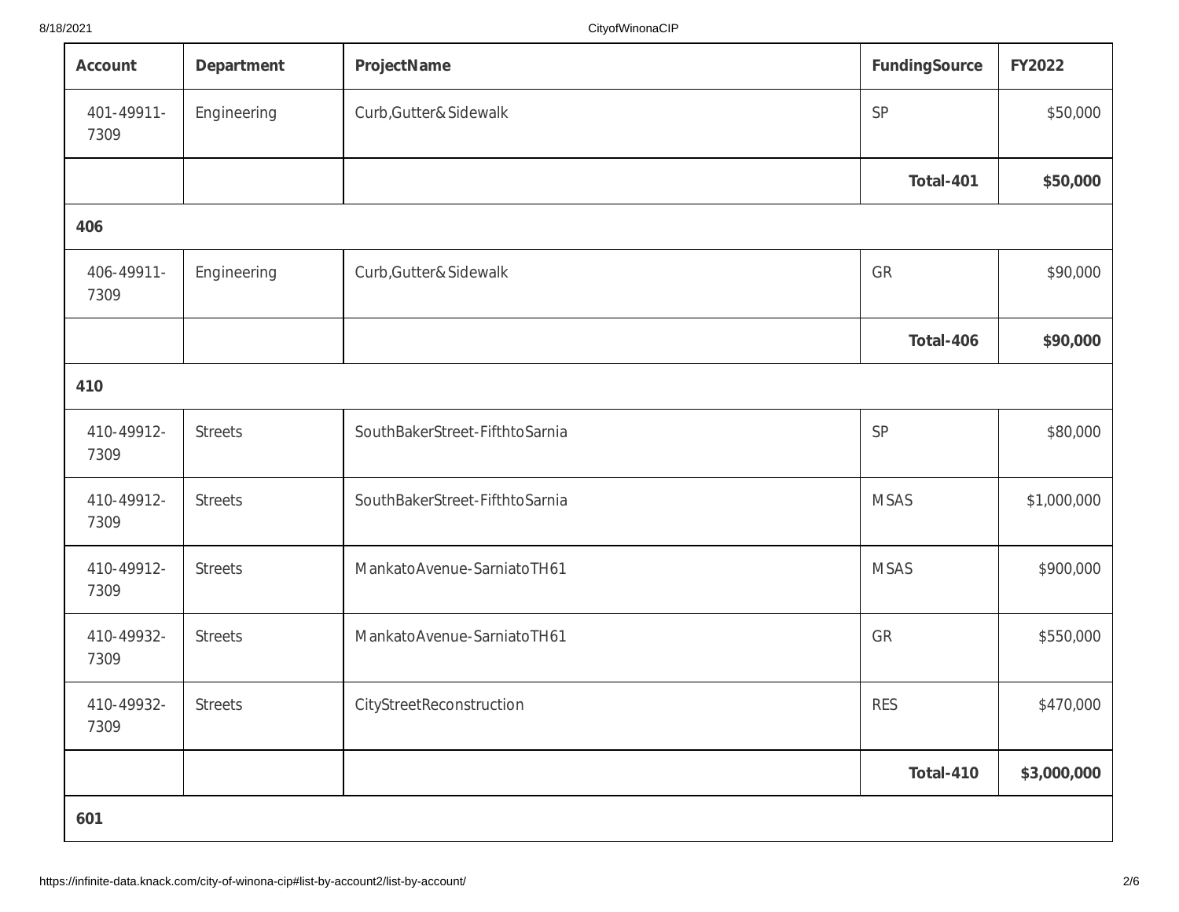| Account | Department | ProjectName | FundingSource | FY2022 |
|---|---|---|---|---|
| 401-49911-7309 | Engineering | Curb,Gutter&Sidewalk | SP | $50,000 |
| | | | **Total-401** | **$50,000** |
| **406** | | | | |
| 406-49911-7309 | Engineering | Curb,Gutter&Sidewalk | GR | $90,000 |
| | | | **Total-406** | **$90,000** |
| **410** | | | | |
| 410-49912-7309 | Streets | SouthBakerStreet-FifthtoSarnia | SP | $80,000 |
| 410-49912-7309 | Streets | SouthBakerStreet-FifthtoSarnia | MSAS | $1,000,000 |
| 410-49912-7309 | Streets | MankatoAvenue-SarniatoTH61 | MSAS | $900,000 |
| 410-49932-7309 | Streets | MankatoAvenue-SarniatoTH61 | GR | $550,000 |
| 410-49932-7309 | Streets | CityStreetReconstruction | RES | $470,000 |
| | | | **Total-410** | **$3,000,000** |
| **601** | | | | |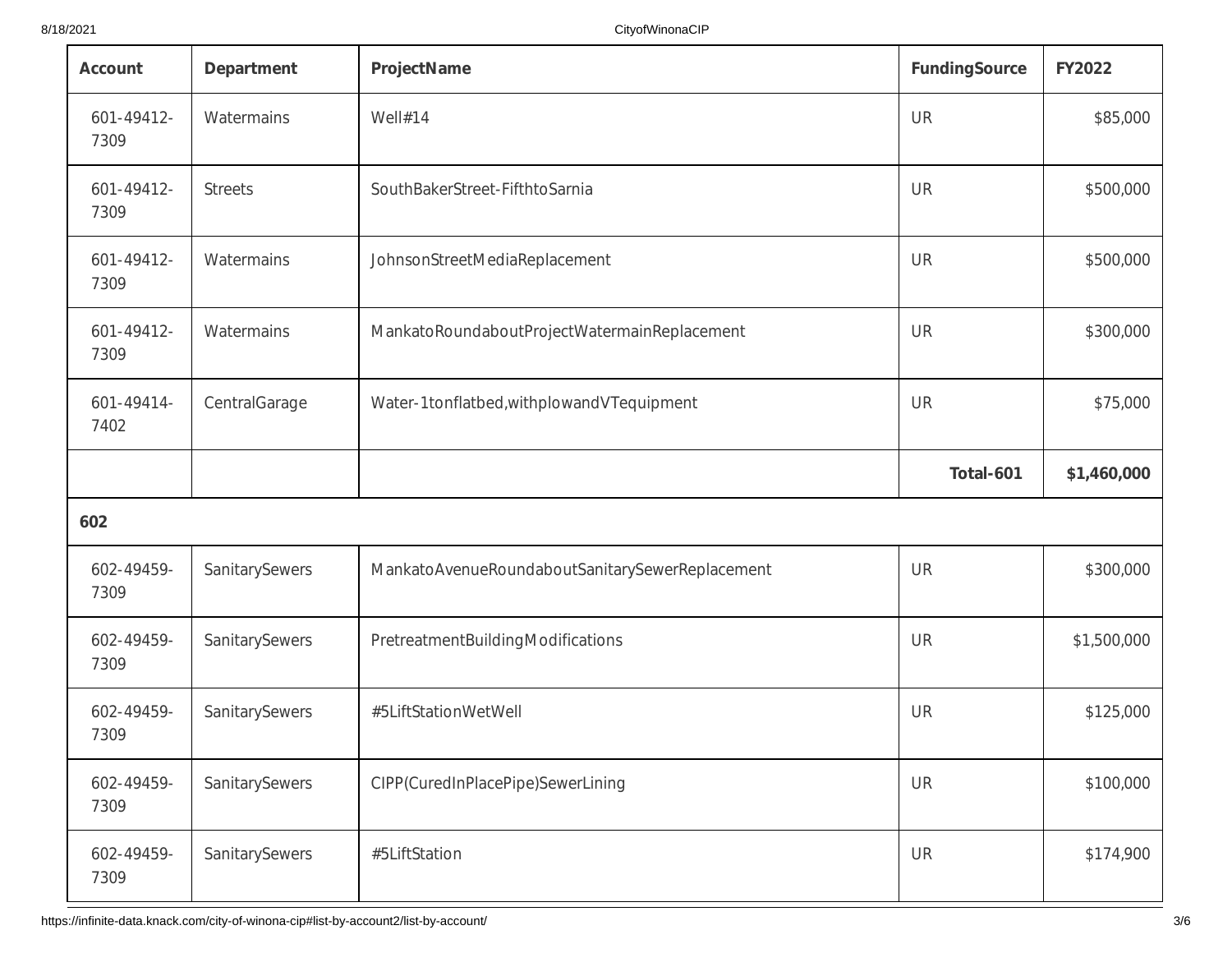| Account | Department | ProjectName | FundingSource | FY2022 |
|---|---|---|---|---|
| 601-49412-7309 | Watermains | Well#14 | UR | $85,000 |
| 601-49412-7309 | Streets | SouthBakerStreet-FifthtoSarnia | UR | $500,000 |
| 601-49412-7309 | Watermains | JohnsonStreetMediaReplacement | UR | $500,000 |
| 601-49412-7309 | Watermains | MankatoRoundaboutProjectWatermainReplacement | UR | $300,000 |
| 601-49414-7402 | CentralGarage | Water-1tonflatbed,withplowandVTequipment | UR | $75,000 |
| | | | **Total-601** | **$1,460,000** |
| **602** | | | | |
| 602-49459-7309 | SanitarySewers | MankatoAvenueRoundaboutSanitarySewerReplacement | UR | $300,000 |
| 602-49459-7309 | SanitarySewers | PretreatmentBuildingModifications | UR | $1,500,000 |
| 602-49459-7309 | SanitarySewers | #5LiftStationWetWell | UR | $125,000 |
| 602-49459-7309 | SanitarySewers | CIPP(CuredInPlacePipe)SewerLining | UR | $100,000 |
| 602-49459-7309 | SanitarySewers | #5LiftStation | UR | $174,900 |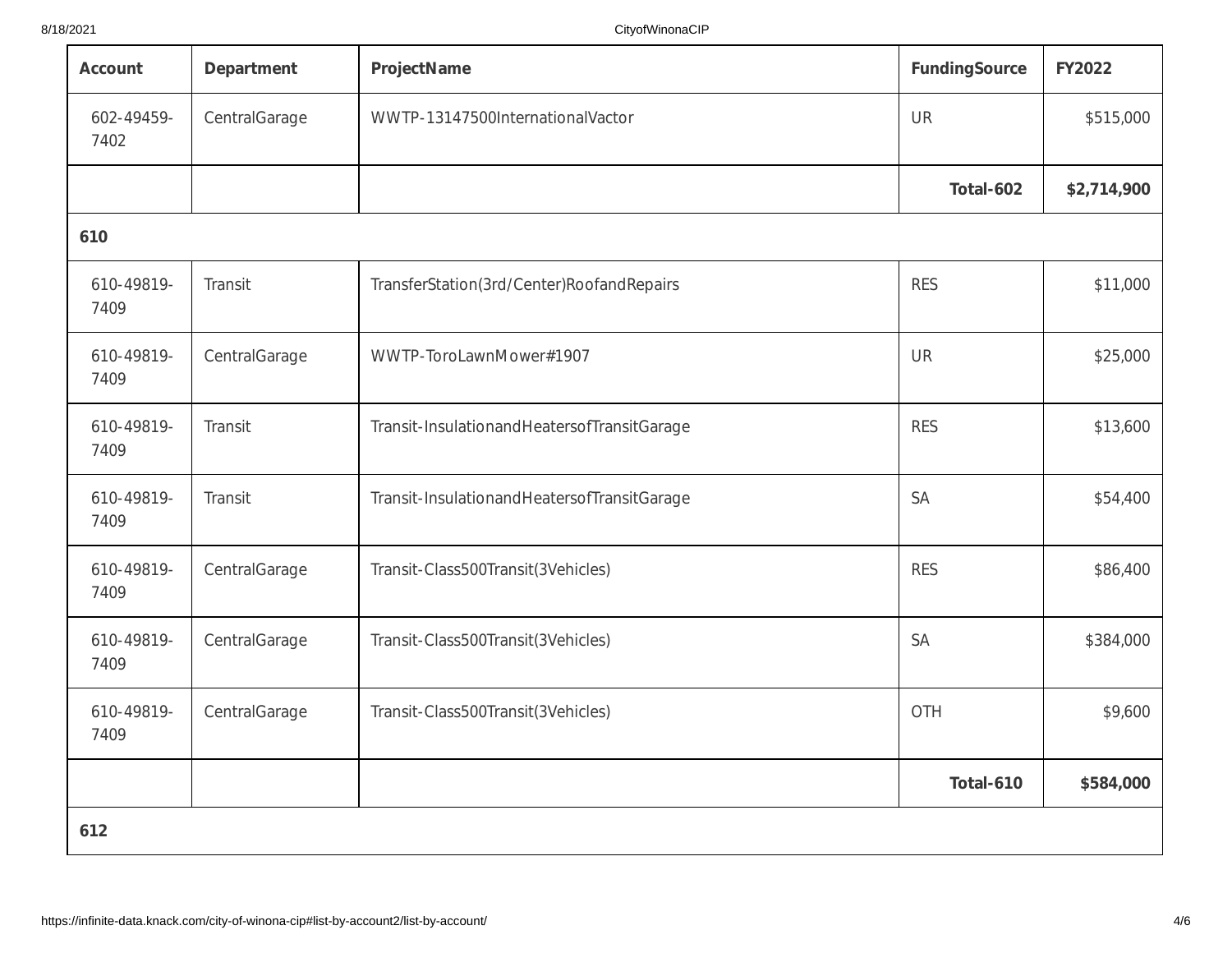| Account | Department | ProjectName | FundingSource | FY2022 |
| --- | --- | --- | --- | --- |
| 602-49459-7402 | CentralGarage | WWTP-13147500InternationalVactor | UR | $515,000 |
| | | | **Total-602** | **$2,714,900** |
| **610** | | | | |
| 610-49819-7409 | Transit | TransferStation(3rd/Center)RoofandRepairs | RES | $11,000 |
| 610-49819-7409 | CentralGarage | WWTP-ToroLawnMower#1907 | UR | $25,000 |
| 610-49819-7409 | Transit | Transit-InsulationandHeatersofTransitGarage | RES | $13,600 |
| 610-49819-7409 | Transit | Transit-InsulationandHeatersofTransitGarage | SA | $54,400 |
| 610-49819-7409 | CentralGarage | Transit-Class500Transit(3Vehicles) | RES | $86,400 |
| 610-49819-7409 | CentralGarage | Transit-Class500Transit(3Vehicles) | SA | $384,000 |
| 610-49819-7409 | CentralGarage | Transit-Class500Transit(3Vehicles) | OTH | $9,600 |
| | | | **Total-610** | **$584,000** |
| **612** | | | | |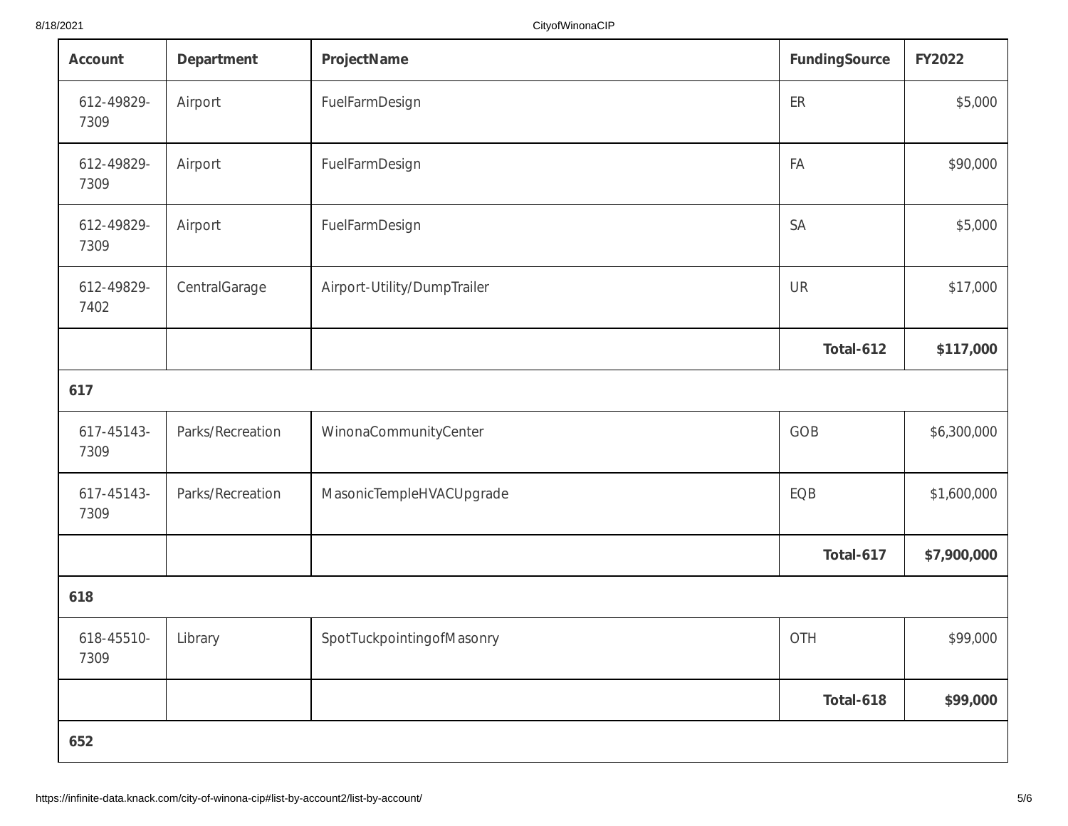| Account | Department | ProjectName | FundingSource | FY2022 |
| --- | --- | --- | --- | --- |
| 612-49829-7309 | Airport | FuelFarmDesign | ER | $5,000 |
| 612-49829-7309 | Airport | FuelFarmDesign | FA | $90,000 |
| 612-49829-7309 | Airport | FuelFarmDesign | SA | $5,000 |
| 612-49829-7402 | CentralGarage | Airport-Utility/DumpTrailer | UR | $17,000 |
| | | | **Total-612** | **$117,000** |
| **617** | | | | |
| 617-45143-7309 | Parks/Recreation | WinonaCommunityCenter | GOB | $6,300,000 |
| 617-45143-7309 | Parks/Recreation | MasonicTempleHVACUpgrade | EQB | $1,600,000 |
| | | | **Total-617** | **$7,900,000** |
| **618** | | | | |
| 618-45510-7309 | Library | SpotTuckpointingofMasonry | OTH | $99,000 |
| | | | **Total-618** | **$99,000** |
| **652** | | | | |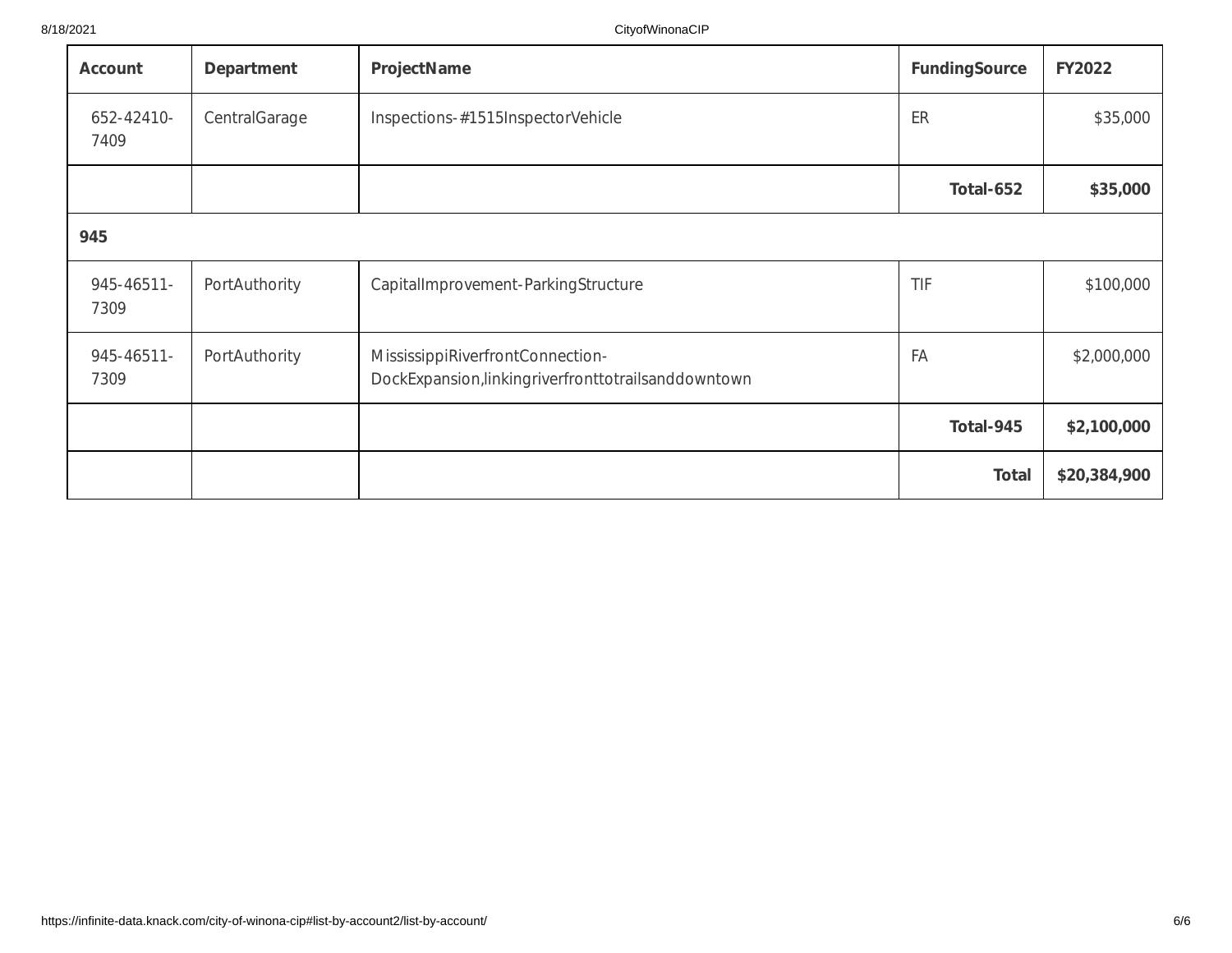| Account | Department | ProjectName | FundingSource | FY2022 |
| --- | --- | --- | --- | --- |
| 652-42410-7409 | CentralGarage | Inspections-#1515InspectorVehicle | ER | $35,000 |
| | | | **Total-652** | **$35,000** |
| **945** | | | | |
| 945-46511-7309 | PortAuthority | CapitalImprovement-ParkingStructure | TIF | $100,000 |
| 945-46511-7309 | PortAuthority | MississippiRiverfrontConnection-DockExpansion,linkingriverfronttotrailsanddowntown | FA | $2,000,000 |
| | | | **Total-945** | **$2,100,000** |
| | | | **Total** | **$20,384,900** |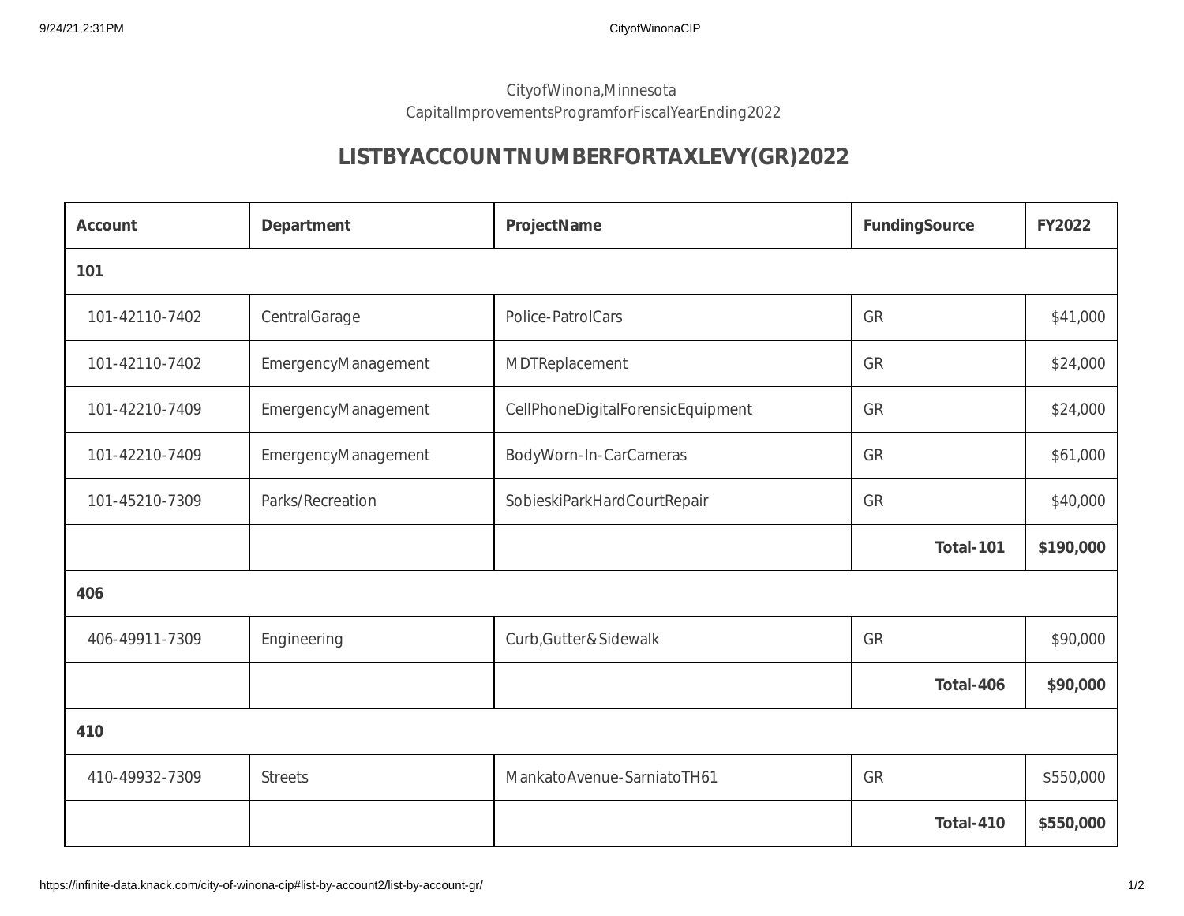City of Winona, Minnesota
Capital Improvements Program for Fiscal Year Ending 2022

## LIST BY ACCOUNT NUMBER FOR TAX LEVY (GR) 2022

| Account | Department | Project Name | Funding Source | FY2022 |
|---|---|---|---|---|
| **101** | | | | |
| 101-42110-7402 | Central Garage | Police - Patrol Cars | GR | $41,000 |
| 101-42110-7402 | Emergency Management | MDT Replacement | GR | $24,000 |
| 101-42210-7409 | Emergency Management | Cell Phone Digital Forensic Equipment | GR | $24,000 |
| 101-42210-7409 | Emergency Management | Body Worn-In-Car Cameras | GR | $61,000 |
| 101-45210-7309 | Parks/Recreation | Sobieski Park Hard Court Repair | GR | $40,000 |
| | | | **Total - 101** | **$190,000** |
| **406** | | | | |
| 406-49911-7309 | Engineering | Curb, Gutter & Sidewalk | GR | $90,000 |
| | | | **Total - 406** | **$90,000** |
| **410** | | | | |
| 410-49932-7309 | Streets | Mankato Avenue - Sarnia to TH61 | GR | $550,000 |
| | | | **Total - 410** | **$550,000** |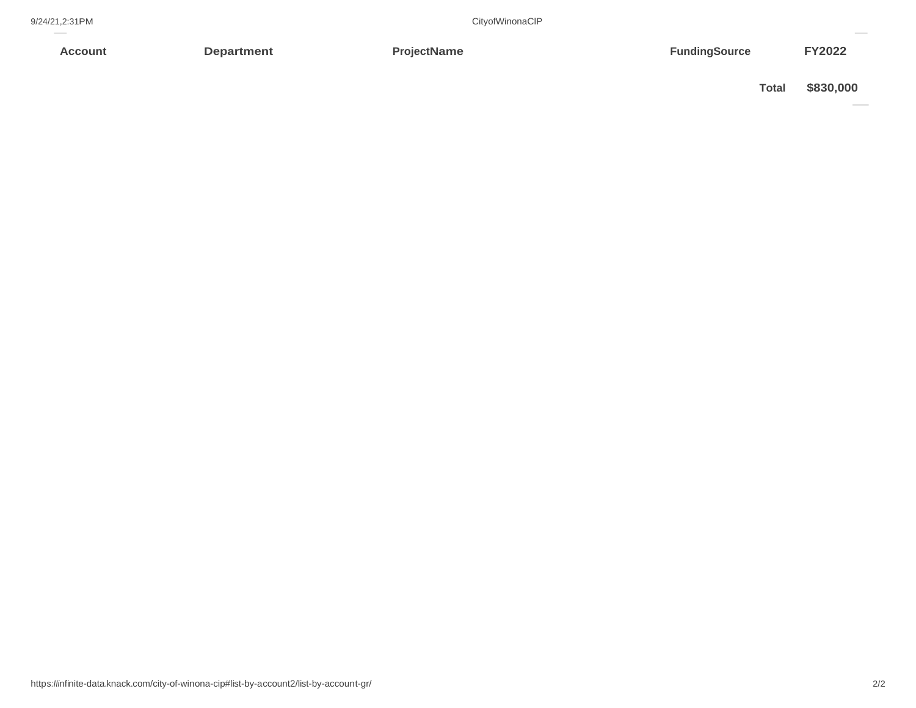| Account | Department | ProjectName | FundingSource | FY2022 |
| --- | --- | --- | --- | --- |
| | | | Total | $830,000 |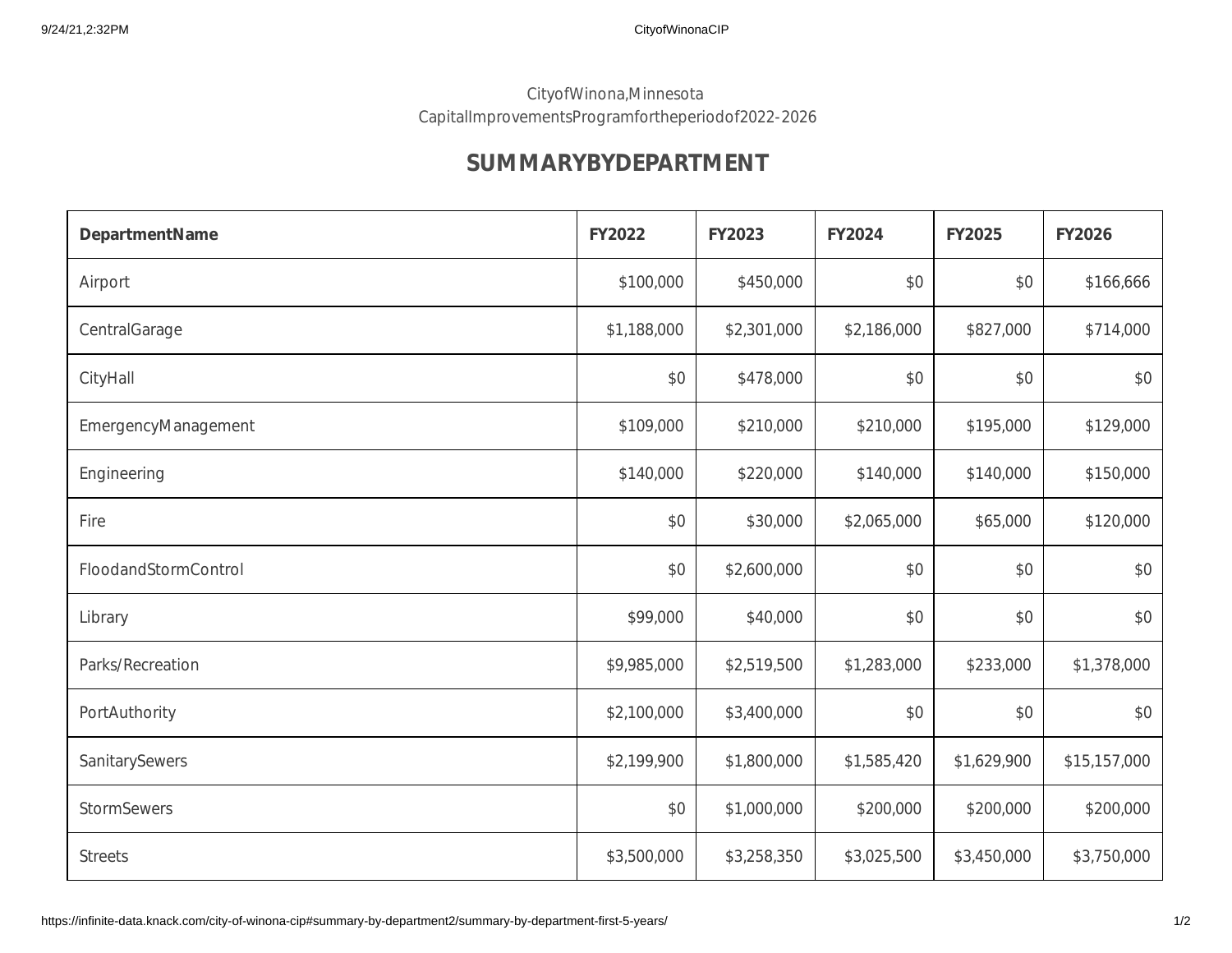City of Winona, Minnesota
Capital Improvements Program for the period of 2022-2026

## SUMMARY BY DEPARTMENT

| Department Name | FY2022 | FY2023 | FY2024 | FY2025 | FY2026 |
|---|---|---|---|---|---|
| Airport | $100,000 | $450,000 | $0 | $0 | $166,666 |
| Central Garage | $1,188,000 | $2,301,000 | $2,186,000 | $827,000 | $714,000 |
| City Hall | $0 | $478,000 | $0 | $0 | $0 |
| Emergency Management | $109,000 | $210,000 | $210,000 | $195,000 | $129,000 |
| Engineering | $140,000 | $220,000 | $140,000 | $140,000 | $150,000 |
| Fire | $0 | $30,000 | $2,065,000 | $65,000 | $120,000 |
| Flood and Storm Control | $0 | $2,600,000 | $0 | $0 | $0 |
| Library | $99,000 | $40,000 | $0 | $0 | $0 |
| Parks/Recreation | $9,985,000 | $2,519,500 | $1,283,000 | $233,000 | $1,378,000 |
| Port Authority | $2,100,000 | $3,400,000 | $0 | $0 | $0 |
| Sanitary Sewers | $2,199,900 | $1,800,000 | $1,585,420 | $1,629,900 | $15,157,000 |
| Storm Sewers | $0 | $1,000,000 | $200,000 | $200,000 | $200,000 |
| Streets | $3,500,000 | $3,258,350 | $3,025,500 | $3,450,000 | $3,750,000 |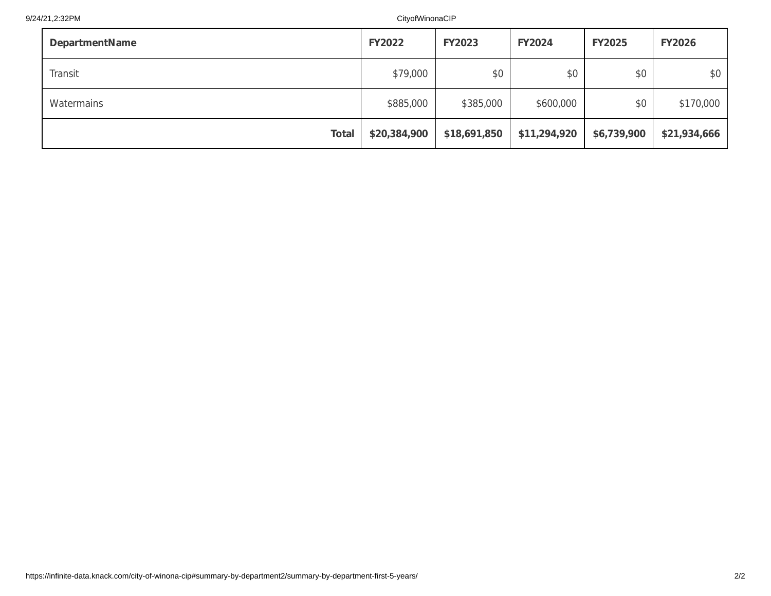| DepartmentName | FY2022 | FY2023 | FY2024 | FY2025 | FY2026 |
|---|---|---|---|---|---|
| Transit | $79,000 | $0 | $0 | $0 | $0 |
| Watermains | $885,000 | $385,000 | $600,000 | $0 | $170,000 |
| **Total** | **$20,384,900** | **$18,691,850** | **$11,294,920** | **$6,739,900** | **$21,934,666** |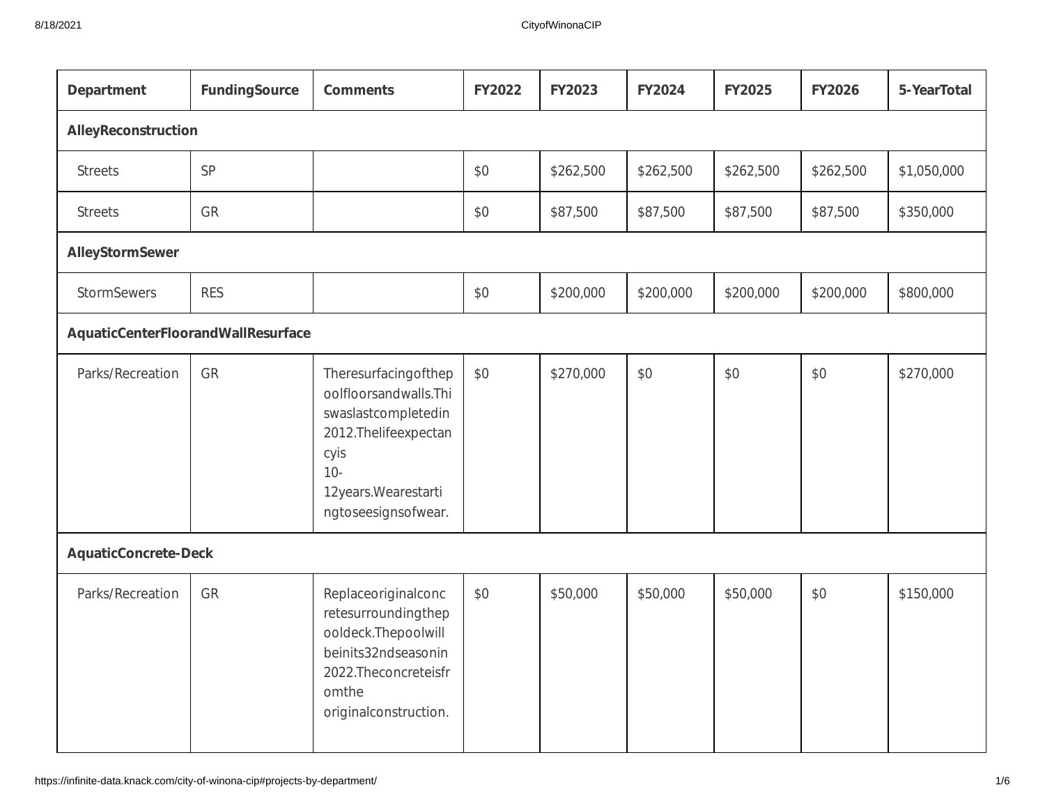| Department | FundingSource | Comments | FY2022 | FY2023 | FY2024 | FY2025 | FY2026 | 5-YearTotal |
|---|---|---|---|---|---|---|---|---|
| **AlleyReconstruction** | | | | | | | | |
| Streets | SP | | $0 | $262,500 | $262,500 | $262,500 | $262,500 | $1,050,000 |
| Streets | GR | | $0 | $87,500 | $87,500 | $87,500 | $87,500 | $350,000 |
| **AlleyStormSewer** | | | | | | | | |
| StormSewers | RES | | $0 | $200,000 | $200,000 | $200,000 | $200,000 | $800,000 |
| **AquaticCenterFloorandWallResurface** | | | | | | | | |
| Parks/Recreation | GR | Theresurfacingofthepoolfloorsandwalls.Thiswaslastcompletedin 2012.Thelifeexpectancyis 10-12years.Wearestartingtoseesignsofwear. | $0 | $270,000 | $0 | $0 | $0 | $270,000 |
| **AquaticConcrete-Deck** | | | | | | | | |
| Parks/Recreation | GR | Replaceoriginalconcretesurroundingthepooldeck.Thepoolwillbeinits32ndseasonin 2022.Theconcreteisfromthe originalconstruction. | $0 | $50,000 | $50,000 | $50,000 | $0 | $150,000 |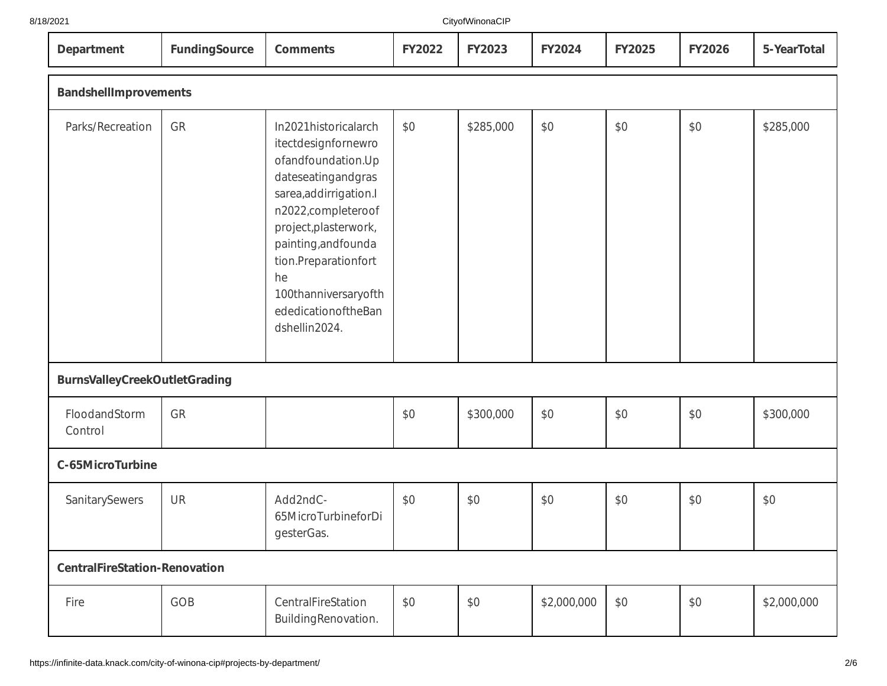| Department | FundingSource | Comments | FY2022 | FY2023 | FY2024 | FY2025 | FY2026 | 5-YearTotal |
| --- | --- | --- | --- | --- | --- | --- | --- | --- |
| **BandshellImprovements** | | | | | | | | |
| Parks/Recreation | GR | In2021historicalarchitectdesignfornewroofandfoundation.Updateseatingandgrassarea,addirrigation.In2022,completeroofproject,plasterwork,painting,andfoundation.Preparationforthe 100thanniversaryofthededicationoftheBandshellin2024. | $0 | $285,000 | $0 | $0 | $0 | $285,000 |
| **BurnsValleyCreekOutletGrading** | | | | | | | | |
| FloodandStorm Control | GR | | $0 | $300,000 | $0 | $0 | $0 | $300,000 |
| **C-65MicroTurbine** | | | | | | | | |
| SanitarySewers | UR | Add2ndC-65MicroTurbineforDigesterGas. | $0 | $0 | $0 | $0 | $0 | $0 |
| **CentralFireStation-Renovation** | | | | | | | | |
| Fire | GOB | CentralFireStation BuildingRenovation. | $0 | $0 | $2,000,000 | $0 | $0 | $2,000,000 |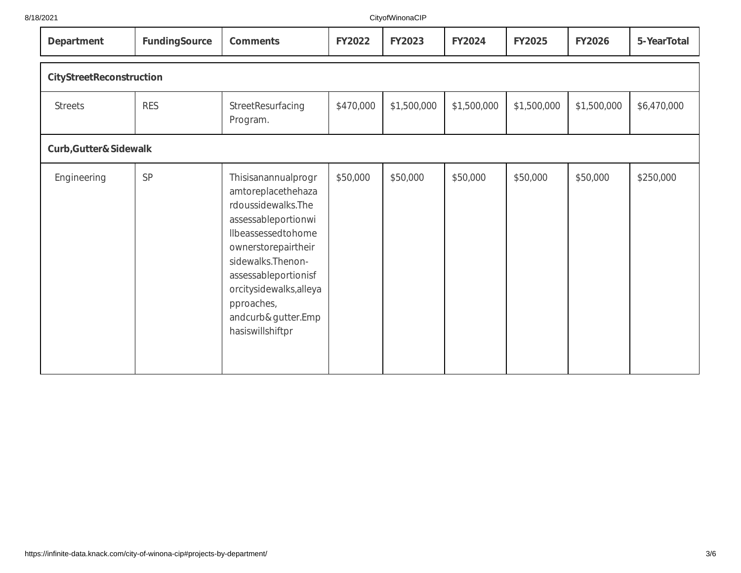| Department | FundingSource | Comments | FY2022 | FY2023 | FY2024 | FY2025 | FY2026 | 5-YearTotal |
|---|---|---|---|---|---|---|---|---|
| **CityStreetReconstruction** | | | | | | | | |
| Streets | RES | StreetResurfacing Program. | $470,000 | $1,500,000 | $1,500,000 | $1,500,000 | $1,500,000 | $6,470,000 |
| **Curb,Gutter&Sidewalk** | | | | | | | | |
| Engineering | SP | Thisisanannualprogramtoreplacethehazardoussidewalks.The assessableportionwillbeassessedtohomeownerstorepairtheir sidewalks.Thenon-assessableportionisforcitysidewalks,alleyapproaches, andcurb&gutter.Emphasiswillshiftpr | $50,000 | $50,000 | $50,000 | $50,000 | $50,000 | $250,000 |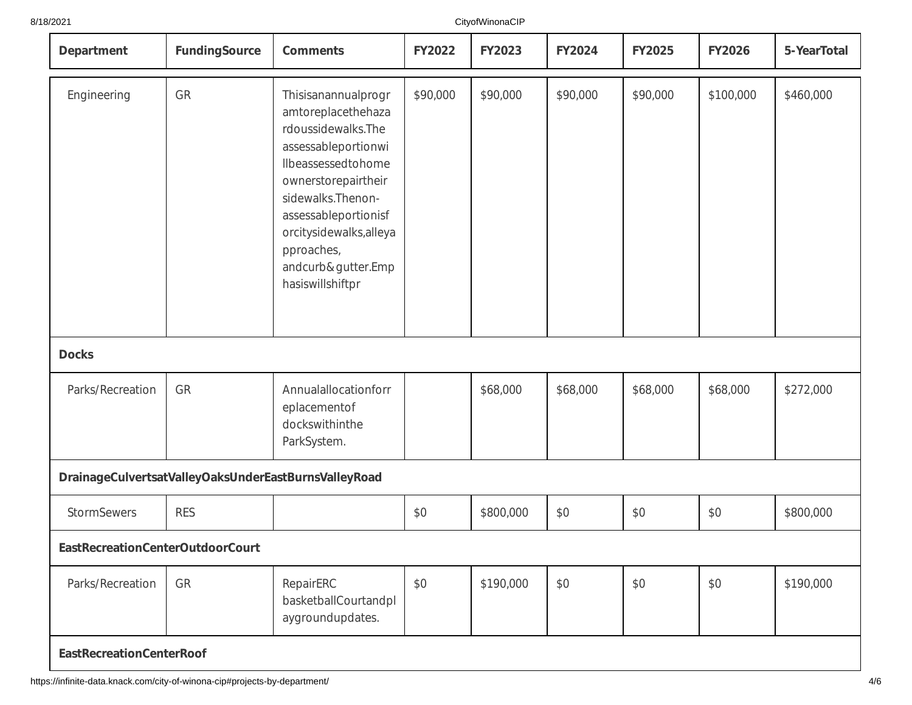| Department | FundingSource | Comments | FY2022 | FY2023 | FY2024 | FY2025 | FY2026 | 5-YearTotal |
|---|---|---|---|---|---|---|---|---|
| Engineering | GR | Thisisanannualprogramtoreplacethehazardoussidewalks.The assessableportionwillbeassessedtohomeownerstorepairtheir sidewalks.Thenon-assessableportionisforcitysidewalks,alleyapproaches, andcurb&gutter.Emphasiswillshiftpr | $90,000 | $90,000 | $90,000 | $90,000 | $100,000 | $460,000 |
| **Docks** | | | | | | | | |
| Parks/Recreation | GR | Annualallocationforreplacementof dockswithinthe ParkSystem. | | $68,000 | $68,000 | $68,000 | $68,000 | $272,000 |
| **DrainageCulvertsatValleyOaksUnderEastBurnsValleyRoad** | | | | | | | | |
| StormSewers | RES | | $0 | $800,000 | $0 | $0 | $0 | $800,000 |
| **EastRecreationCenterOutdoorCourt** | | | | | | | | |
| Parks/Recreation | GR | RepairERC basketballCourtandplaygroundupdates. | $0 | $190,000 | $0 | $0 | $0 | $190,000 |
| **EastRecreationCenterRoof** | | | | | | | | |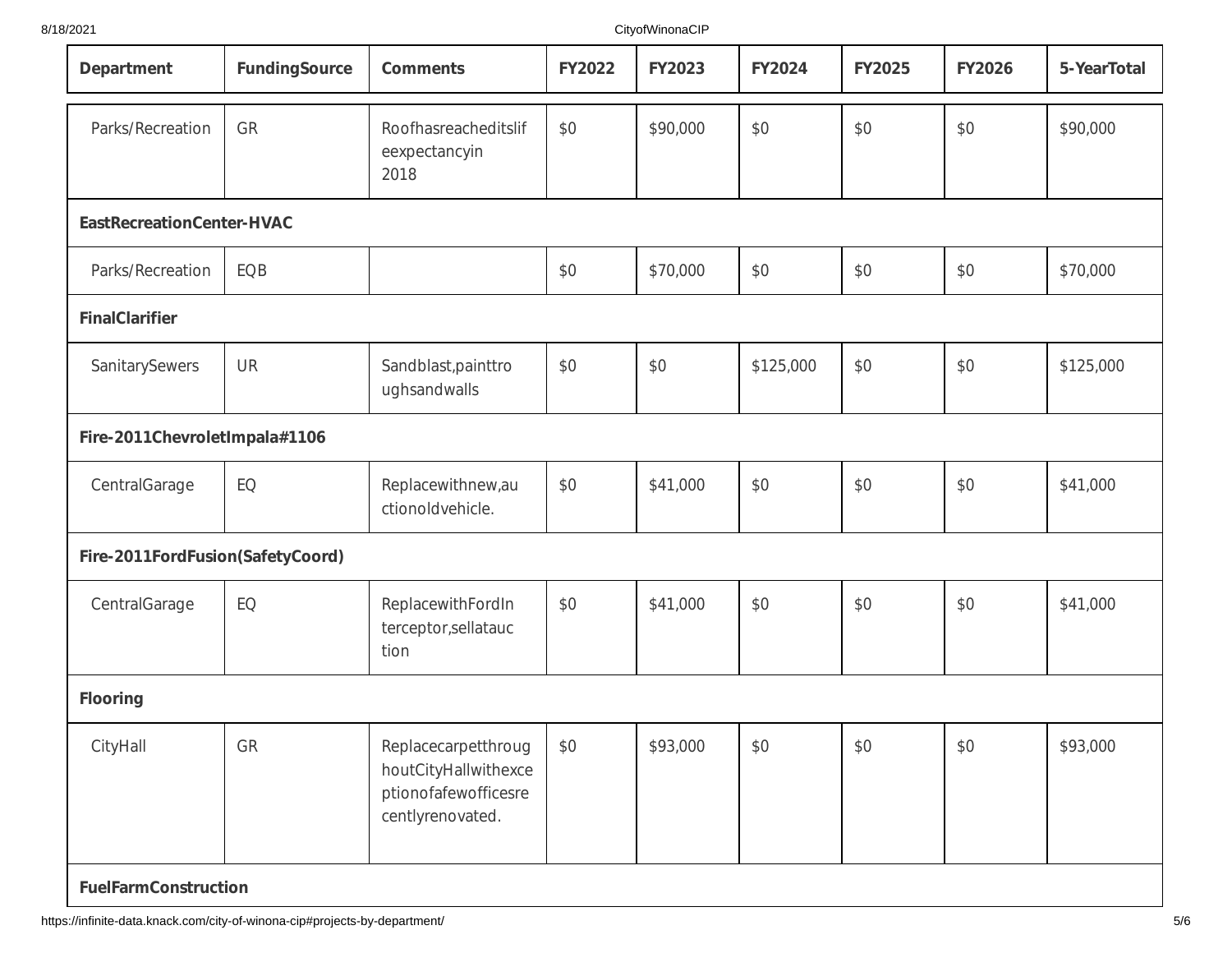| Department | FundingSource | Comments | FY2022 | FY2023 | FY2024 | FY2025 | FY2026 | 5-YearTotal |
|---|---|---|---|---|---|---|---|---|
| Parks/Recreation | GR | Roofhasreacheditslifeexpectancyin 2018 | $0 | $90,000 | $0 | $0 | $0 | $90,000 |
| **EastRecreationCenter-HVAC** | | | | | | | | |
| Parks/Recreation | EQB | | $0 | $70,000 | $0 | $0 | $0 | $70,000 |
| **FinalClarifier** | | | | | | | | |
| SanitarySewers | UR | Sandblast,painttroughsandwalls | $0 | $0 | $125,000 | $0 | $0 | $125,000 |
| **Fire-2011ChevroletImpala#1106** | | | | | | | | |
| CentralGarage | EQ | Replacewithnew,auctionoldvehicle. | $0 | $41,000 | $0 | $0 | $0 | $41,000 |
| **Fire-2011FordFusion(SafetyCoord)** | | | | | | | | |
| CentralGarage | EQ | ReplacewithFordInterceptor,sellatauction | $0 | $41,000 | $0 | $0 | $0 | $41,000 |
| **Flooring** | | | | | | | | |
| CityHall | GR | ReplacecarpetthroughoutCityHallwithexceptionofafewofficesrecentlyrenovated. | $0 | $93,000 | $0 | $0 | $0 | $93,000 |
| **FuelFarmConstruction** | | | | | | | | |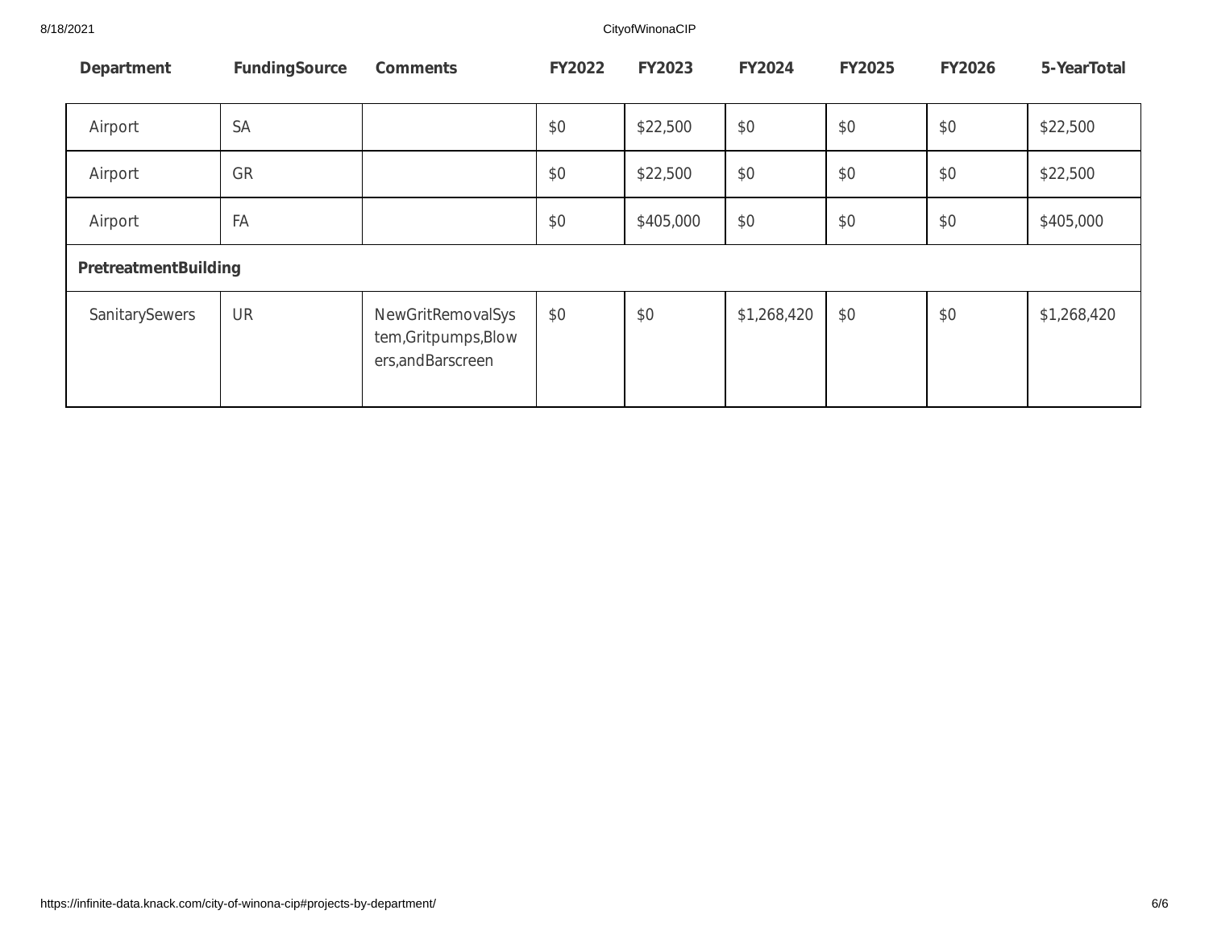| Department | FundingSource | Comments | FY2022 | FY2023 | FY2024 | FY2025 | FY2026 | 5-YearTotal |
|---|---|---|---|---|---|---|---|---|
| Airport | SA | | $0 | $22,500 | $0 | $0 | $0 | $22,500 |
| Airport | GR | | $0 | $22,500 | $0 | $0 | $0 | $22,500 |
| Airport | FA | | $0 | $405,000 | $0 | $0 | $0 | $405,000 |
| **PretreatmentBuilding** | | | | | | | | |
| SanitarySewers | UR | NewGritRemovalSystem,Gritpumps,Blowers,andBarscreen | $0 | $0 | $1,268,420 | $0 | $0 | $1,268,420 |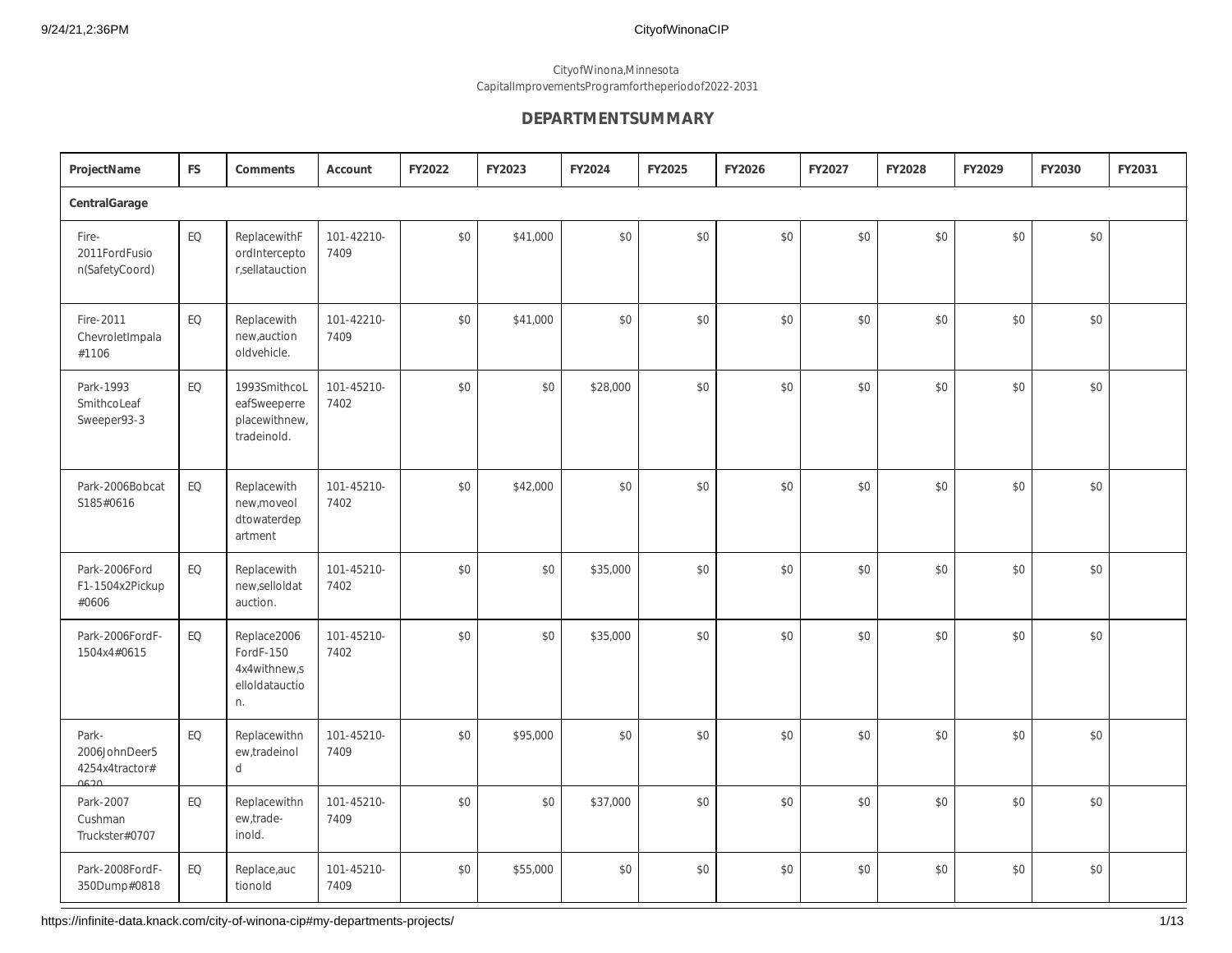City of Winona, Minnesota
Capital Improvements Program for the period of 2022-2031

## DEPARTMENT SUMMARY

| Project Name | FS | Comments | Account | FY2022 | FY2023 | FY2024 | FY2025 | FY2026 | FY2027 | FY2028 | FY2029 | FY2030 | FY2031 |
|---|---|---|---|---|---|---|---|---|---|---|---|---|---|
| **Central Garage** | | | | | | | | | | | | | |
| Fire-2011 Ford Fusion (Safety Coord) | EQ | Replace with Ford Interceptor, sell at auction | 101-42210-7409 | $0 | $41,000 | $0 | $0 | $0 | $0 | $0 | $0 | $0 | |
| Fire-2011 Chevrolet Impala #1106 | EQ | Replace with new, auction old vehicle. | 101-42210-7409 | $0 | $41,000 | $0 | $0 | $0 | $0 | $0 | $0 | $0 | |
| Park-1993 Smithco Leaf Sweeper 93-3 | EQ | 1993 Smithco Leaf Sweeper replace with new, trade in old. | 101-45210-7402 | $0 | $0 | $28,000 | $0 | $0 | $0 | $0 | $0 | $0 | |
| Park-2006 Bobcat S185 #0616 | EQ | Replace with new, move old to water department | 101-45210-7402 | $0 | $42,000 | $0 | $0 | $0 | $0 | $0 | $0 | $0 | |
| Park-2006 Ford F1-150 4x2 Pickup #0606 | EQ | Replace with new, sell old at auction. | 101-45210-7402 | $0 | $0 | $35,000 | $0 | $0 | $0 | $0 | $0 | $0 | |
| Park-2006 Ford F-150 4x4 #0615 | EQ | Replace 2006 Ford F-150 4x4 with new, sell old at auction. | 101-45210-7402 | $0 | $0 | $35,000 | $0 | $0 | $0 | $0 | $0 | $0 | |
| Park-2006 John Deer 5425 4x4 tractor #0620 | EQ | Replace with new, trade in old | 101-45210-7409 | $0 | $95,000 | $0 | $0 | $0 | $0 | $0 | $0 | $0 | |
| Park-2007 Cushman Truckster #0707 | EQ | Replace with new, trade-in old. | 101-45210-7409 | $0 | $0 | $37,000 | $0 | $0 | $0 | $0 | $0 | $0 | |
| Park-2008 Ford F-350 Dump #0818 | EQ | Replace, auction old | 101-45210-7409 | $0 | $55,000 | $0 | $0 | $0 | $0 | $0 | $0 | $0 | |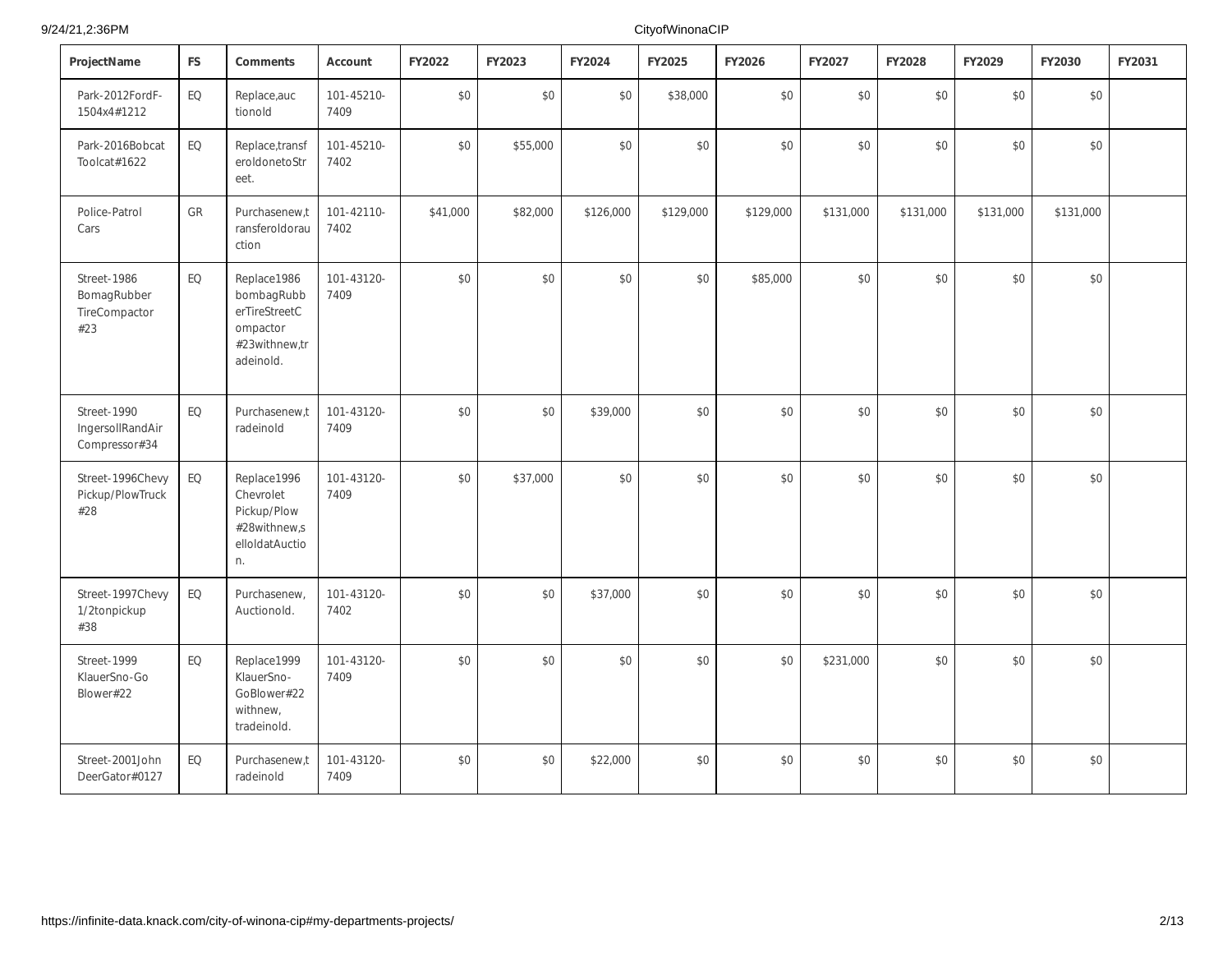| ProjectName | FS | Comments | Account | FY2022 | FY2023 | FY2024 | FY2025 | FY2026 | FY2027 | FY2028 | FY2029 | FY2030 | FY2031 |
|---|---|---|---|---|---|---|---|---|---|---|---|---|---|
| Park-2012FordF-1504x4#1212 | EQ | Replace,auctionold | 101-45210-7409 | $0 | $0 | $0 | $38,000 | $0 | $0 | $0 | $0 | $0 | |
| Park-2016Bobcat Toolcat#1622 | EQ | Replace,transferoldonetoStreet. | 101-45210-7402 | $0 | $55,000 | $0 | $0 | $0 | $0 | $0 | $0 | $0 | |
| Police-Patrol Cars | GR | Purchasenew,transferoldorauction | 101-42110-7402 | $41,000 | $82,000 | $126,000 | $129,000 | $129,000 | $131,000 | $131,000 | $131,000 | $131,000 | |
| Street-1986 BomagRubber TireCompactor #23 | EQ | Replace1986 bombagRubberTireStreetCompactor #23withnew,tradeinold. | 101-43120-7409 | $0 | $0 | $0 | $0 | $85,000 | $0 | $0 | $0 | $0 | |
| Street-1990 IngersollRandAir Compressor#34 | EQ | Purchasenew,tradeinold | 101-43120-7409 | $0 | $0 | $39,000 | $0 | $0 | $0 | $0 | $0 | $0 | |
| Street-1996Chevy Pickup/PlowTruck #28 | EQ | Replace1996 Chevrolet Pickup/Plow #28withnew,selloldatAuction. | 101-43120-7409 | $0 | $37,000 | $0 | $0 | $0 | $0 | $0 | $0 | $0 | |
| Street-1997Chevy 1/2tonpickup #38 | EQ | Purchasenew, Auctionold. | 101-43120-7402 | $0 | $0 | $37,000 | $0 | $0 | $0 | $0 | $0 | $0 | |
| Street-1999 KlauerSno-Go Blower#22 | EQ | Replace1999 KlauerSno-GoBlower#22 withnew, tradeinold. | 101-43120-7409 | $0 | $0 | $0 | $0 | $0 | $231,000 | $0 | $0 | $0 | |
| Street-2001John DeerGator#0127 | EQ | Purchasenew,tradeinold | 101-43120-7409 | $0 | $0 | $22,000 | $0 | $0 | $0 | $0 | $0 | $0 | |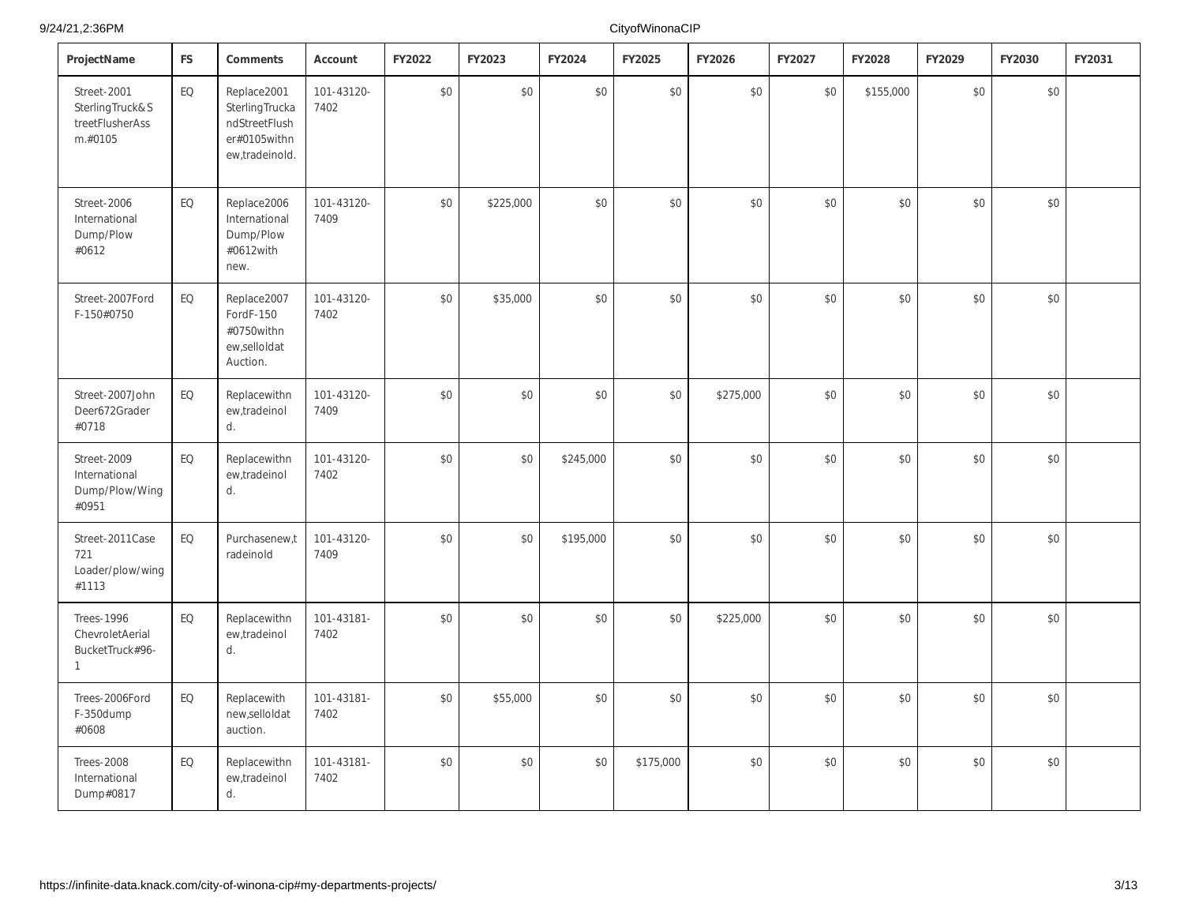| ProjectName | FS | Comments | Account | FY2022 | FY2023 | FY2024 | FY2025 | FY2026 | FY2027 | FY2028 | FY2029 | FY2030 | FY2031 |
|---|---|---|---|---|---|---|---|---|---|---|---|---|---|
| Street-2001 SterlingTruck&StreetFlusherAssm.#0105 | EQ | Replace2001 SterlingTruckandStreetFlusher#0105withnew,tradeinold. | 101-43120-7402 | $0 | $0 | $0 | $0 | $0 | $0 | $155,000 | $0 | $0 | |
| Street-2006 International Dump/Plow #0612 | EQ | Replace2006 International Dump/Plow #0612with new. | 101-43120-7409 | $0 | $225,000 | $0 | $0 | $0 | $0 | $0 | $0 | $0 | |
| Street-2007Ford F-150#0750 | EQ | Replace2007 FordF-150 #0750withnew,selloldat Auction. | 101-43120-7402 | $0 | $35,000 | $0 | $0 | $0 | $0 | $0 | $0 | $0 | |
| Street-2007John Deer672Grader #0718 | EQ | Replacewithnew,tradeinold. | 101-43120-7409 | $0 | $0 | $0 | $0 | $275,000 | $0 | $0 | $0 | $0 | |
| Street-2009 International Dump/Plow/Wing #0951 | EQ | Replacewithnew,tradeinold. | 101-43120-7402 | $0 | $0 | $245,000 | $0 | $0 | $0 | $0 | $0 | $0 | |
| Street-2011Case 721 Loader/plow/wing #1113 | EQ | Purchasenew,tradeinold | 101-43120-7409 | $0 | $0 | $195,000 | $0 | $0 | $0 | $0 | $0 | $0 | |
| Trees-1996 ChevroletAerial BucketTruck#96-1 | EQ | Replacewithnew,tradeinold. | 101-43181-7402 | $0 | $0 | $0 | $0 | $225,000 | $0 | $0 | $0 | $0 | |
| Trees-2006Ford F-350dump #0608 | EQ | Replacewith new,selloldat auction. | 101-43181-7402 | $0 | $55,000 | $0 | $0 | $0 | $0 | $0 | $0 | $0 | |
| Trees-2008 International Dump#0817 | EQ | Replacewithnew,tradeinold. | 101-43181-7402 | $0 | $0 | $0 | $175,000 | $0 | $0 | $0 | $0 | $0 | |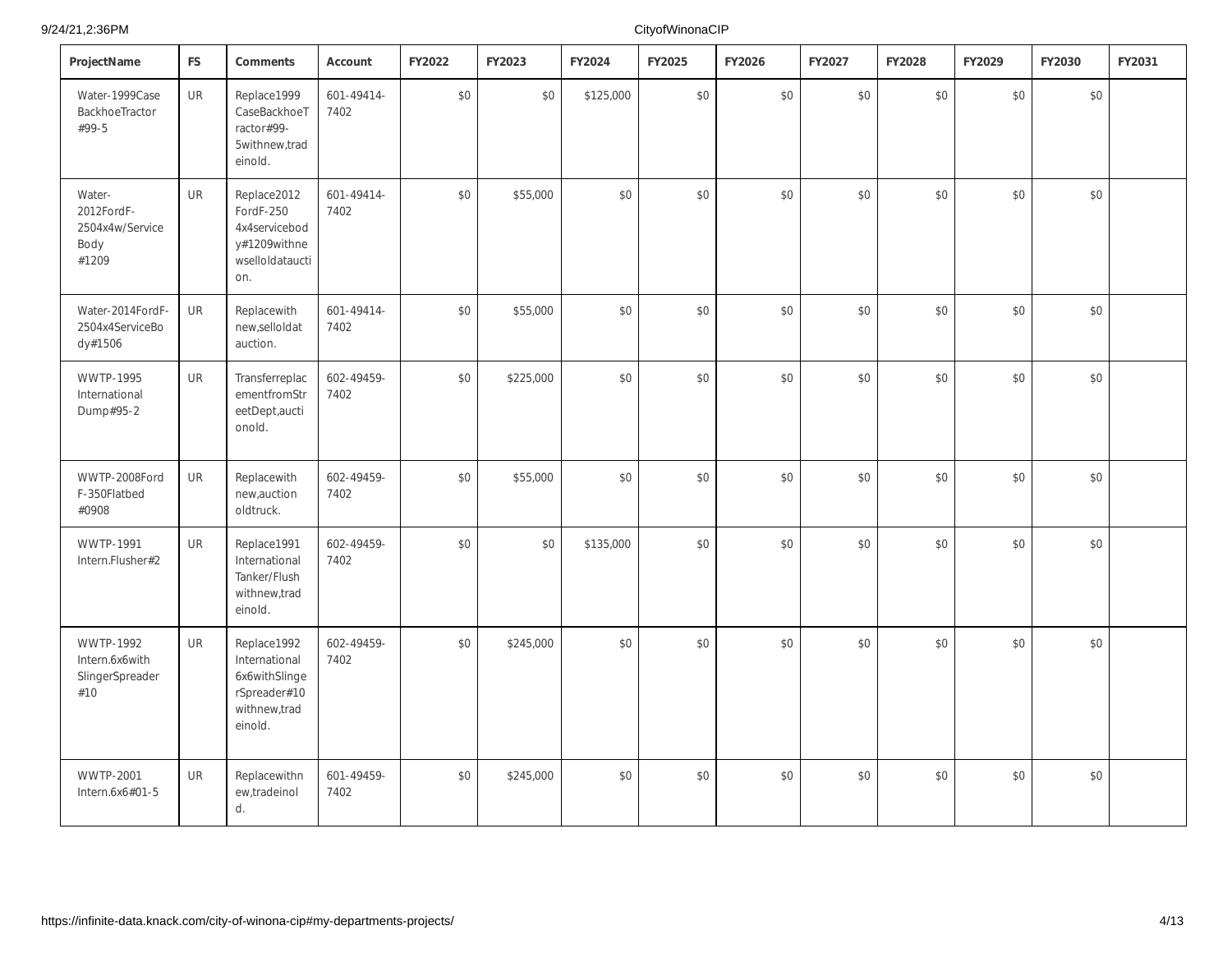| ProjectName | FS | Comments | Account | FY2022 | FY2023 | FY2024 | FY2025 | FY2026 | FY2027 | FY2028 | FY2029 | FY2030 | FY2031 |
|---|---|---|---|---|---|---|---|---|---|---|---|---|---|
| Water-1999Case BackhoeTractor #99-5 | UR | Replace1999 CaseBackhoeTractor#99-5withnew,tradeinold. | 601-49414-7402 | $0 | $0 | $125,000 | $0 | $0 | $0 | $0 | $0 | $0 | |
| Water-2012FordF-2504x4w/Service Body #1209 | UR | Replace2012 FordF-250 4x4servicebody#1209withnewselloldatauction. | 601-49414-7402 | $0 | $55,000 | $0 | $0 | $0 | $0 | $0 | $0 | $0 | |
| Water-2014FordF-2504x4ServiceBody#1506 | UR | Replacewith new,selloldat auction. | 601-49414-7402 | $0 | $55,000 | $0 | $0 | $0 | $0 | $0 | $0 | $0 | |
| WWTP-1995 International Dump#95-2 | UR | TransferreplacementfromStreetDept,auctionold. | 602-49459-7402 | $0 | $225,000 | $0 | $0 | $0 | $0 | $0 | $0 | $0 | |
| WWTP-2008Ford F-350Flatbed #0908 | UR | Replacewith new,auction oldtruck. | 602-49459-7402 | $0 | $55,000 | $0 | $0 | $0 | $0 | $0 | $0 | $0 | |
| WWTP-1991 Intern.Flusher#2 | UR | Replace1991 International Tanker/Flush withnew,tradeinold. | 602-49459-7402 | $0 | $0 | $135,000 | $0 | $0 | $0 | $0 | $0 | $0 | |
| WWTP-1992 Intern.6x6with SlingerSpreader #10 | UR | Replace1992 International 6x6withSlingerSpreader#10 withnew,tradeinold. | 602-49459-7402 | $0 | $245,000 | $0 | $0 | $0 | $0 | $0 | $0 | $0 | |
| WWTP-2001 Intern.6x6#01-5 | UR | Replacewithnew,tradeinold. | 601-49459-7402 | $0 | $245,000 | $0 | $0 | $0 | $0 | $0 | $0 | $0 | |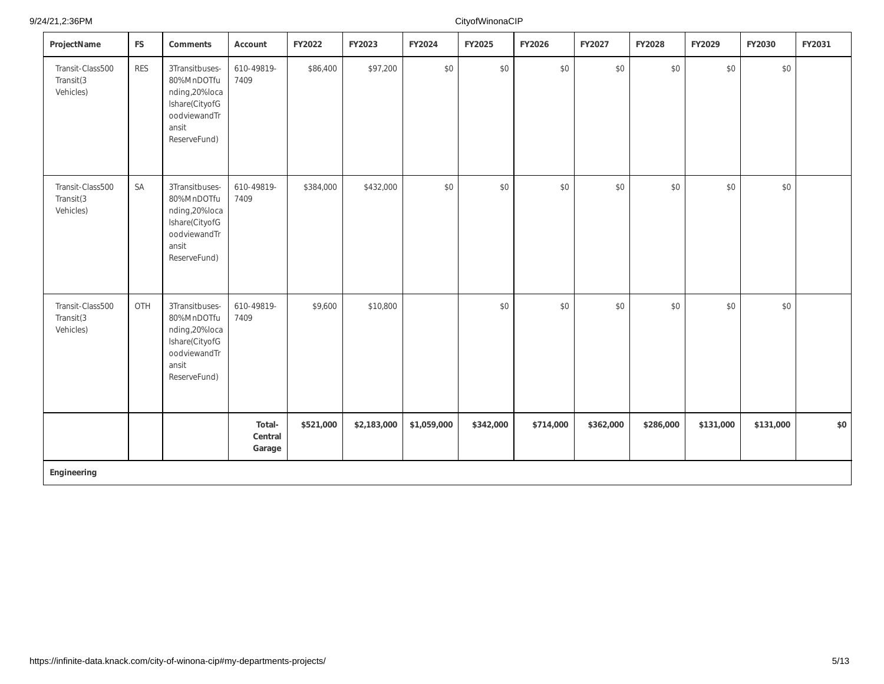| ProjectName | FS | Comments | Account | FY2022 | FY2023 | FY2024 | FY2025 | FY2026 | FY2027 | FY2028 | FY2029 | FY2030 | FY2031 |
|---|---|---|---|---|---|---|---|---|---|---|---|---|---|
| Transit-Class500 Transit(3 Vehicles) | RES | 3Transitbuses-80%MnDOTFunding,20%localshare(CityofGoodviewandTransit ReserveFund) | 610-49819-7409 | $86,400 | $97,200 | $0 | $0 | $0 | $0 | $0 | $0 | $0 | |
| Transit-Class500 Transit(3 Vehicles) | SA | 3Transitbuses-80%MnDOTFunding,20%localshare(CityofGoodviewandTransit ReserveFund) | 610-49819-7409 | $384,000 | $432,000 | $0 | $0 | $0 | $0 | $0 | $0 | $0 | |
| Transit-Class500 Transit(3 Vehicles) | OTH | 3Transitbuses-80%MnDOTFunding,20%localshare(CityofGoodviewandTransit ReserveFund) | 610-49819-7409 | $9,600 | $10,800 | | $0 | $0 | $0 | $0 | $0 | $0 | |
| | | | **Total-Central Garage** | **$521,000** | **$2,183,000** | **$1,059,000** | **$342,000** | **$714,000** | **$362,000** | **$286,000** | **$131,000** | **$131,000** | **$0** |
| **Engineering** | | | | | | | | | | | | | |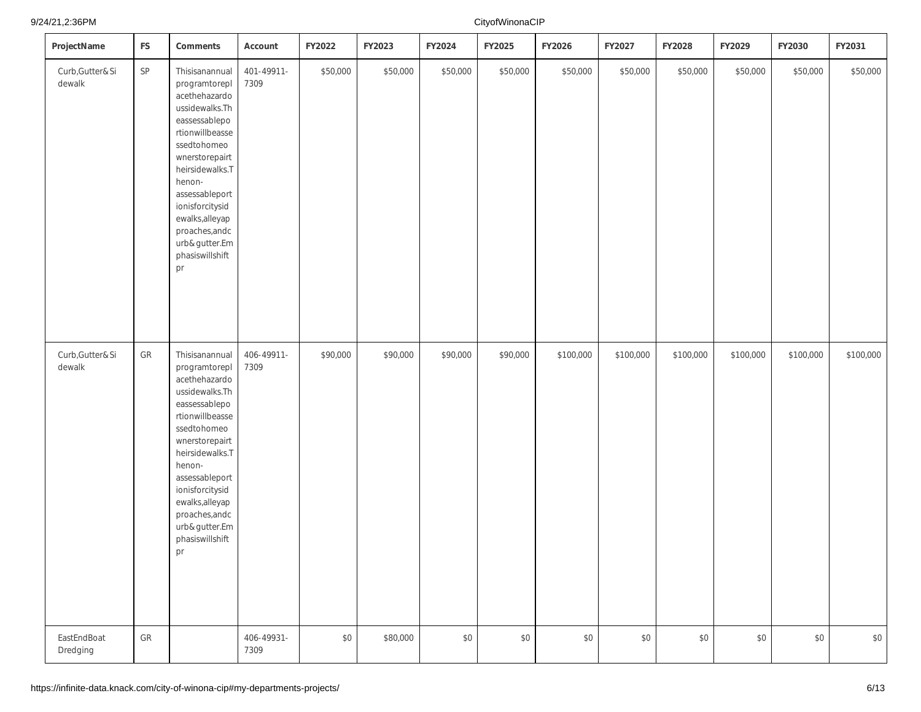| ProjectName | FS | Comments | Account | FY2022 | FY2023 | FY2024 | FY2025 | FY2026 | FY2027 | FY2028 | FY2029 | FY2030 | FY2031 |
|---|---|---|---|---|---|---|---|---|---|---|---|---|---|
| Curb,Gutter&Sidewalk | SP | Thisisanannualprogramtoreplacethehazardoussidewalks.Theassessableportionwillbeassessedtohomeownerstorepairtheirsidewalks.Thenon-assessableportionisforcitysidewalks,alleyapproaches,andcurb&gutter.Emphasiswillshiftpr | 401-49911-7309 | $50,000 | $50,000 | $50,000 | $50,000 | $50,000 | $50,000 | $50,000 | $50,000 | $50,000 | $50,000 |
| Curb,Gutter&Sidewalk | GR | Thisisanannualprogramtoreplacethehazardoussidewalks.Theassessableportionwillbeassessedtohomeownerstorepairtheirsidewalks.Thenon-assessableportionisforcitysidewalks,alleyapproaches,andcurb&gutter.Emphasiswillshiftpr | 406-49911-7309 | $90,000 | $90,000 | $90,000 | $90,000 | $100,000 | $100,000 | $100,000 | $100,000 | $100,000 | $100,000 |
| EastEndBoatDredging | GR | | 406-49931-7309 | $0 | $80,000 | $0 | $0 | $0 | $0 | $0 | $0 | $0 | $0 |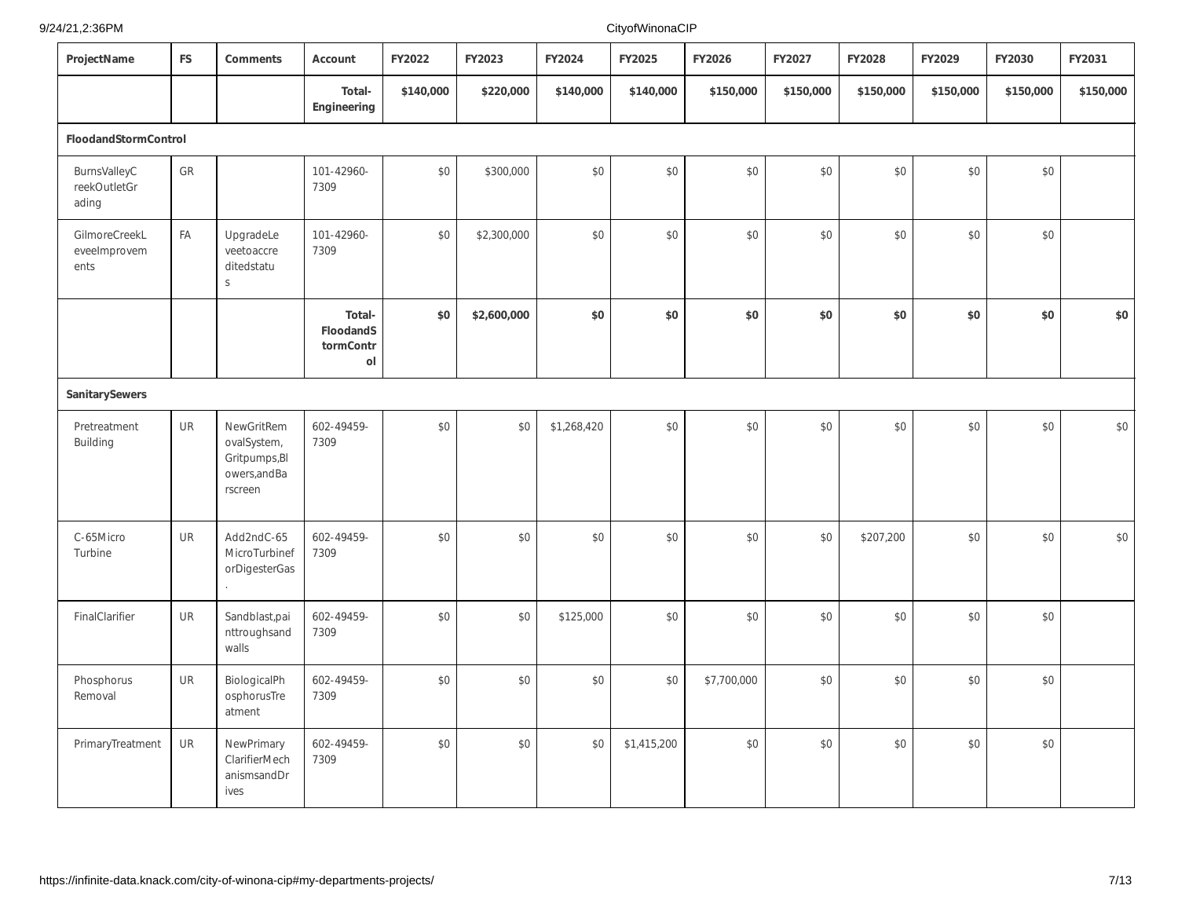| ProjectName | FS | Comments | Account | FY2022 | FY2023 | FY2024 | FY2025 | FY2026 | FY2027 | FY2028 | FY2029 | FY2030 | FY2031 |
|---|---|---|---|---|---|---|---|---|---|---|---|---|---|
| | | | **Total-Engineering** | **$140,000** | **$220,000** | **$140,000** | **$140,000** | **$150,000** | **$150,000** | **$150,000** | **$150,000** | **$150,000** | **$150,000** |
| **FloodandStormControl** | | | | | | | | | | | | | |
| BurnsValleyCreekOutletGrading | GR | | 101-42960-7309 | $0 | $300,000 | $0 | $0 | $0 | $0 | $0 | $0 | $0 | |
| GilmoreCreekLeveeImprovements | FA | UpgradeLeveetoaccreditedstatus | 101-42960-7309 | $0 | $2,300,000 | $0 | $0 | $0 | $0 | $0 | $0 | $0 | |
| | | | **Total-FloodandStormControl** | **$0** | **$2,600,000** | **$0** | **$0** | **$0** | **$0** | **$0** | **$0** | **$0** | **$0** |
| **SanitarySewers** | | | | | | | | | | | | | |
| Pretreatment Building | UR | NewGritRemovalSystem, Gritpumps,Blowers,andBarscreen | 602-49459-7309 | $0 | $0 | $1,268,420 | $0 | $0 | $0 | $0 | $0 | $0 | $0 |
| C-65Micro Turbine | UR | Add2ndC-65MicroTurbineforDigesterGas. | 602-49459-7309 | $0 | $0 | $0 | $0 | $0 | $0 | $207,200 | $0 | $0 | $0 |
| FinalClarifier | UR | Sandblast,painttroughsandwalls | 602-49459-7309 | $0 | $0 | $125,000 | $0 | $0 | $0 | $0 | $0 | $0 | |
| Phosphorus Removal | UR | BiologicalPhosphorusTreatment | 602-49459-7309 | $0 | $0 | $0 | $0 | $7,700,000 | $0 | $0 | $0 | $0 | |
| PrimaryTreatment | UR | NewPrimaryClarifierMechanismsandDrives | 602-49459-7309 | $0 | $0 | $0 | $1,415,200 | $0 | $0 | $0 | $0 | $0 | |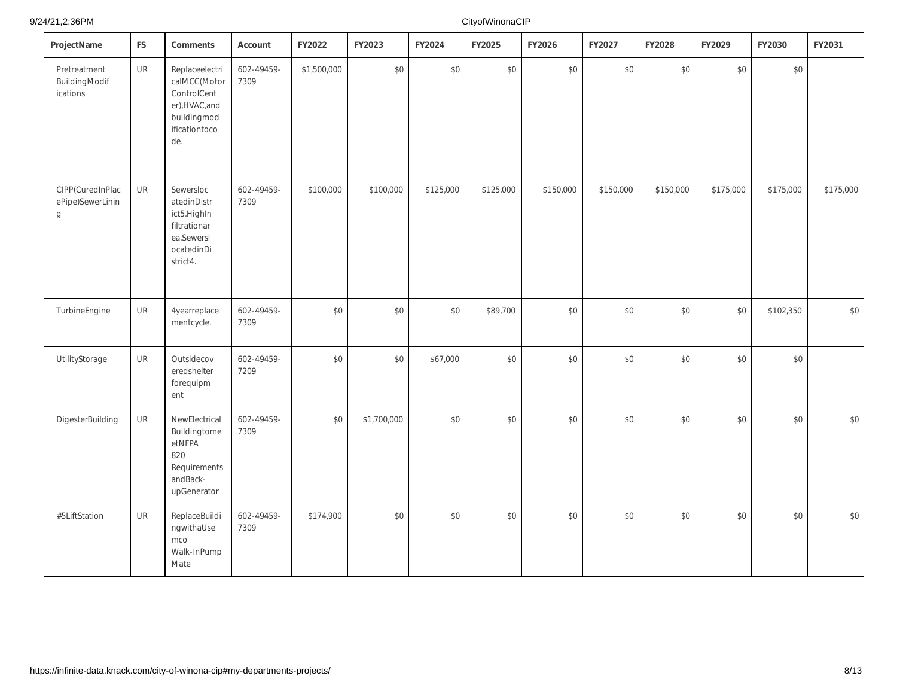| ProjectName | FS | Comments | Account | FY2022 | FY2023 | FY2024 | FY2025 | FY2026 | FY2027 | FY2028 | FY2029 | FY2030 | FY2031 |
|---|---|---|---|---|---|---|---|---|---|---|---|---|---|
| Pretreatment BuildingModifications | UR | ReplaceelectricalMCC(MotorControlCenter),HVAC,and buildingmodificationtocode. | 602-49459-7309 | $1,500,000 | $0 | $0 | $0 | $0 | $0 | $0 | $0 | $0 | |
| CIPP(CuredInPlacePipe)SewerLining | UR | SewerslocatedinDistrict5.HighInfiltrationarea.SewerslocatedinDistrict4. | 602-49459-7309 | $100,000 | $100,000 | $125,000 | $125,000 | $150,000 | $150,000 | $150,000 | $175,000 | $175,000 | $175,000 |
| TurbineEngine | UR | 4yearreplacementcycle. | 602-49459-7309 | $0 | $0 | $0 | $89,700 | $0 | $0 | $0 | $0 | $102,350 | $0 |
| UtilityStorage | UR | Outsidecoveredshelter forequipment | 602-49459-7209 | $0 | $0 | $67,000 | $0 | $0 | $0 | $0 | $0 | $0 | |
| DigesterBuilding | UR | NewElectrical BuildingtometNFPA 820 Requirements andBack-upGenerator | 602-49459-7309 | $0 | $1,700,000 | $0 | $0 | $0 | $0 | $0 | $0 | $0 | $0 |
| #5LiftStation | UR | ReplaceBuildingwithaUsemco Walk-InPumpMate | 602-49459-7309 | $174,900 | $0 | $0 | $0 | $0 | $0 | $0 | $0 | $0 | $0 |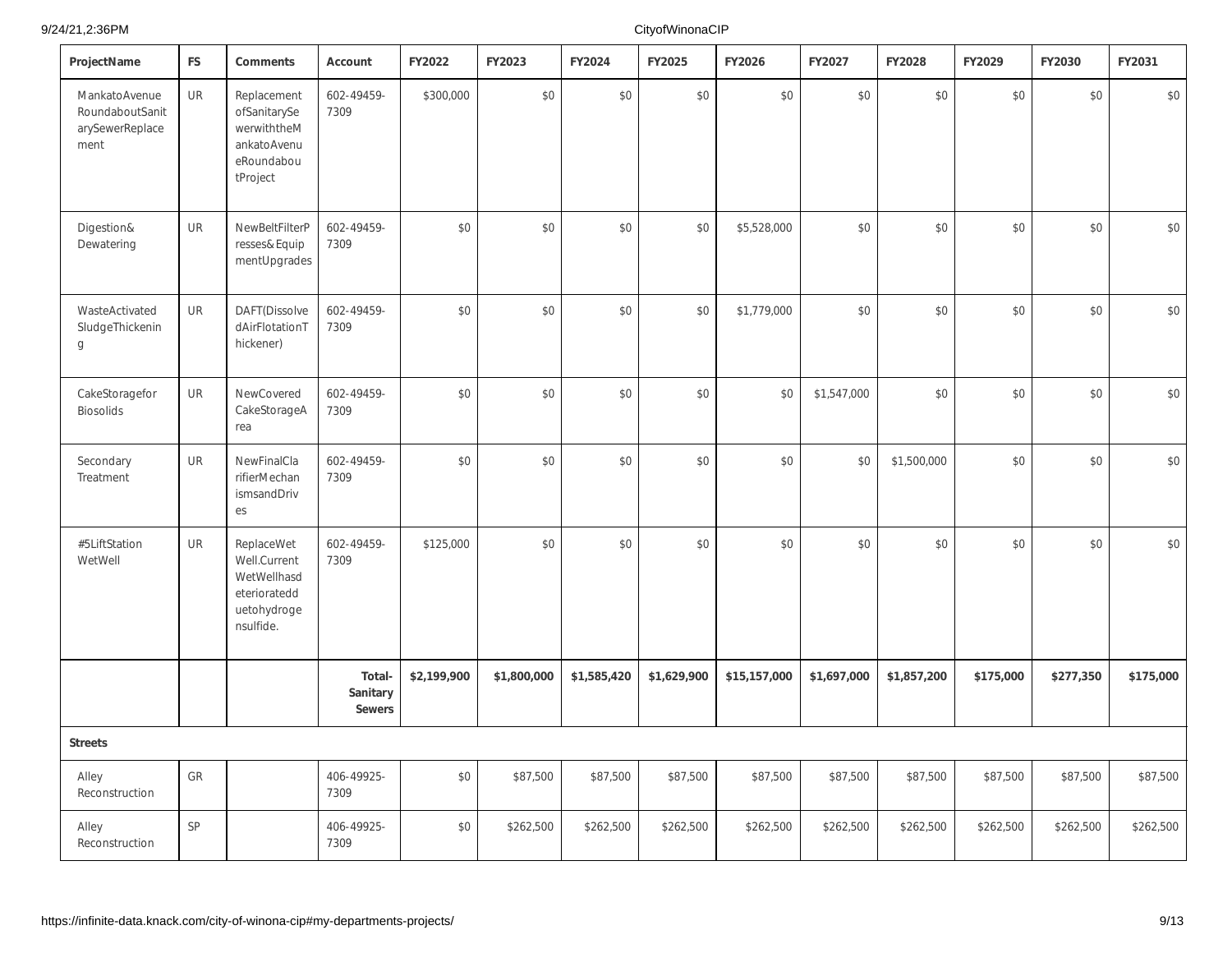| ProjectName | FS | Comments | Account | FY2022 | FY2023 | FY2024 | FY2025 | FY2026 | FY2027 | FY2028 | FY2029 | FY2030 | FY2031 |
|---|---|---|---|---|---|---|---|---|---|---|---|---|---|
| MankatoAvenue RoundaboutSanitarySewerReplacement | UR | ReplacementofSanitarySewerwiththeMankatoAvenueRoundaboutProject | 602-49459-7309 | $300,000 | $0 | $0 | $0 | $0 | $0 | $0 | $0 | $0 | $0 |
| Digestion& Dewatering | UR | NewBeltFilterPresses&EquipmentUpgrades | 602-49459-7309 | $0 | $0 | $0 | $0 | $5,528,000 | $0 | $0 | $0 | $0 | $0 |
| WasteActivated SludgeThickening | UR | DAFT(DissolvedAirFlotationThickener) | 602-49459-7309 | $0 | $0 | $0 | $0 | $1,779,000 | $0 | $0 | $0 | $0 | $0 |
| CakeStoragefor Biosolids | UR | NewCovered CakeStorageArea | 602-49459-7309 | $0 | $0 | $0 | $0 | $0 | $1,547,000 | $0 | $0 | $0 | $0 |
| Secondary Treatment | UR | NewFinalClarifierMechanismsandDrives | 602-49459-7309 | $0 | $0 | $0 | $0 | $0 | $0 | $1,500,000 | $0 | $0 | $0 |
| #5LiftStation WetWell | UR | ReplaceWet Well.Current WetWellhasdeteriorateddue tohydrogensulfide. | 602-49459-7309 | $125,000 | $0 | $0 | $0 | $0 | $0 | $0 | $0 | $0 | $0 |
| | | | **Total-Sanitary Sewers** | **$2,199,900** | **$1,800,000** | **$1,585,420** | **$1,629,900** | **$15,157,000** | **$1,697,000** | **$1,857,200** | **$175,000** | **$277,350** | **$175,000** |
| **Streets** | | | | | | | | | | | | | |
| Alley Reconstruction | GR | | 406-49925-7309 | $0 | $87,500 | $87,500 | $87,500 | $87,500 | $87,500 | $87,500 | $87,500 | $87,500 | $87,500 |
| Alley Reconstruction | SP | | 406-49925-7309 | $0 | $262,500 | $262,500 | $262,500 | $262,500 | $262,500 | $262,500 | $262,500 | $262,500 | $262,500 |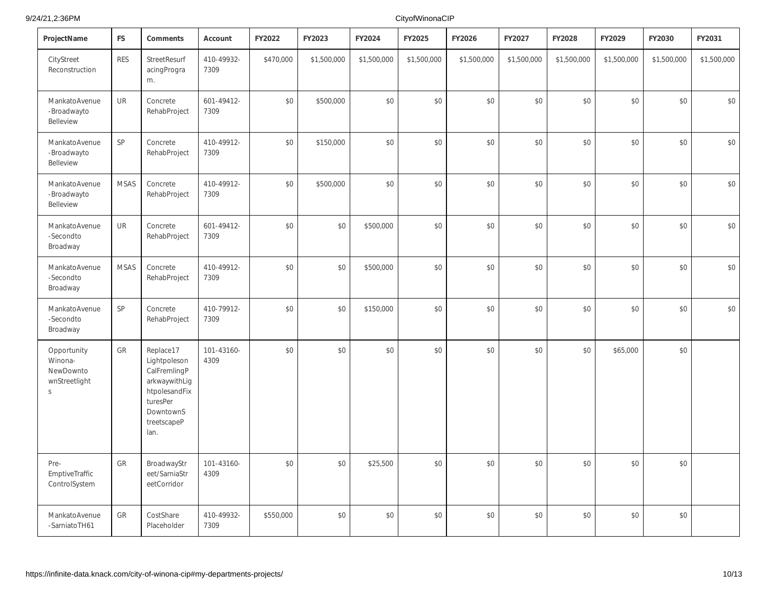| ProjectName | FS | Comments | Account | FY2022 | FY2023 | FY2024 | FY2025 | FY2026 | FY2027 | FY2028 | FY2029 | FY2030 | FY2031 |
|---|---|---|---|---|---|---|---|---|---|---|---|---|---|
| CityStreet Reconstruction | RES | StreetResurfacingProgram. | 410-49932-7309 | $470,000 | $1,500,000 | $1,500,000 | $1,500,000 | $1,500,000 | $1,500,000 | $1,500,000 | $1,500,000 | $1,500,000 | $1,500,000 |
| MankatoAvenue -Broadwayto Belleview | UR | Concrete RehabProject | 601-49412-7309 | $0 | $500,000 | $0 | $0 | $0 | $0 | $0 | $0 | $0 | $0 |
| MankatoAvenue -Broadwayto Belleview | SP | Concrete RehabProject | 410-49912-7309 | $0 | $150,000 | $0 | $0 | $0 | $0 | $0 | $0 | $0 | $0 |
| MankatoAvenue -Broadwayto Belleview | MSAS | Concrete RehabProject | 410-49912-7309 | $0 | $500,000 | $0 | $0 | $0 | $0 | $0 | $0 | $0 | $0 |
| MankatoAvenue -Secondto Broadway | UR | Concrete RehabProject | 601-49412-7309 | $0 | $0 | $500,000 | $0 | $0 | $0 | $0 | $0 | $0 | $0 |
| MankatoAvenue -Secondto Broadway | MSAS | Concrete RehabProject | 410-49912-7309 | $0 | $0 | $500,000 | $0 | $0 | $0 | $0 | $0 | $0 | $0 |
| MankatoAvenue -Secondto Broadway | SP | Concrete RehabProject | 410-79912-7309 | $0 | $0 | $150,000 | $0 | $0 | $0 | $0 | $0 | $0 | $0 |
| Opportunity Winona-NewDowntownStreetlights | GR | Replace17 Lightpoleson CalFremlingParkwaywithLightpolesandFixturesPer DowntownStreetscapePlan. | 101-43160-4309 | $0 | $0 | $0 | $0 | $0 | $0 | $0 | $65,000 | $0 | |
| Pre-EmptiveTraffic ControlSystem | GR | BroadwayStreet/SarniaStreetCorridor | 101-43160-4309 | $0 | $0 | $25,500 | $0 | $0 | $0 | $0 | $0 | $0 | |
| MankatoAvenue -SarniatoTH61 | GR | CostShare Placeholder | 410-49932-7309 | $550,000 | $0 | $0 | $0 | $0 | $0 | $0 | $0 | $0 | |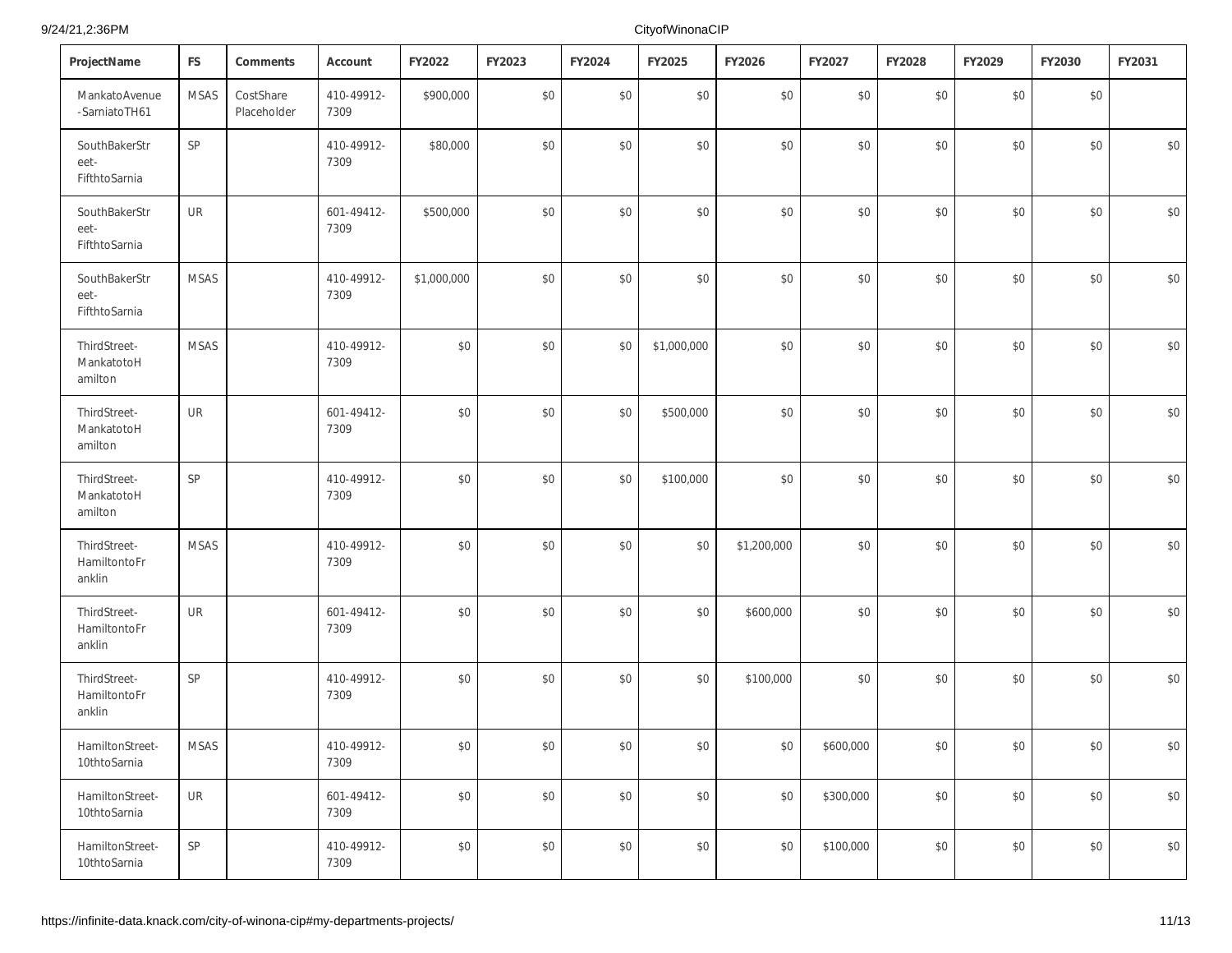| ProjectName | FS | Comments | Account | FY2022 | FY2023 | FY2024 | FY2025 | FY2026 | FY2027 | FY2028 | FY2029 | FY2030 | FY2031 |
|---|---|---|---|---|---|---|---|---|---|---|---|---|---|
| MankatoAvenue -SarniatoTH61 | MSAS | CostShare Placeholder | 410-49912-7309 | $900,000 | $0 | $0 | $0 | $0 | $0 | $0 | $0 | $0 | |
| SouthBakerStreet-FifthtoSarnia | SP | | 410-49912-7309 | $80,000 | $0 | $0 | $0 | $0 | $0 | $0 | $0 | $0 | $0 |
| SouthBakerStreet-FifthtoSarnia | UR | | 601-49412-7309 | $500,000 | $0 | $0 | $0 | $0 | $0 | $0 | $0 | $0 | $0 |
| SouthBakerStreet-FifthtoSarnia | MSAS | | 410-49912-7309 | $1,000,000 | $0 | $0 | $0 | $0 | $0 | $0 | $0 | $0 | $0 |
| ThirdStreet-MankatotoHamilton | MSAS | | 410-49912-7309 | $0 | $0 | $0 | $1,000,000 | $0 | $0 | $0 | $0 | $0 | $0 |
| ThirdStreet-MankatotoHamilton | UR | | 601-49412-7309 | $0 | $0 | $0 | $500,000 | $0 | $0 | $0 | $0 | $0 | $0 |
| ThirdStreet-MankatotoHamilton | SP | | 410-49912-7309 | $0 | $0 | $0 | $100,000 | $0 | $0 | $0 | $0 | $0 | $0 |
| ThirdStreet-HamiltontoFranklin | MSAS | | 410-49912-7309 | $0 | $0 | $0 | $0 | $1,200,000 | $0 | $0 | $0 | $0 | $0 |
| ThirdStreet-HamiltontoFranklin | UR | | 601-49412-7309 | $0 | $0 | $0 | $0 | $600,000 | $0 | $0 | $0 | $0 | $0 |
| ThirdStreet-HamiltontoFranklin | SP | | 410-49912-7309 | $0 | $0 | $0 | $0 | $100,000 | $0 | $0 | $0 | $0 | $0 |
| HamiltonStreet-10thtoSarnia | MSAS | | 410-49912-7309 | $0 | $0 | $0 | $0 | $0 | $600,000 | $0 | $0 | $0 | $0 |
| HamiltonStreet-10thtoSarnia | UR | | 601-49412-7309 | $0 | $0 | $0 | $0 | $0 | $300,000 | $0 | $0 | $0 | $0 |
| HamiltonStreet-10thtoSarnia | SP | | 410-49912-7309 | $0 | $0 | $0 | $0 | $0 | $100,000 | $0 | $0 | $0 | $0 |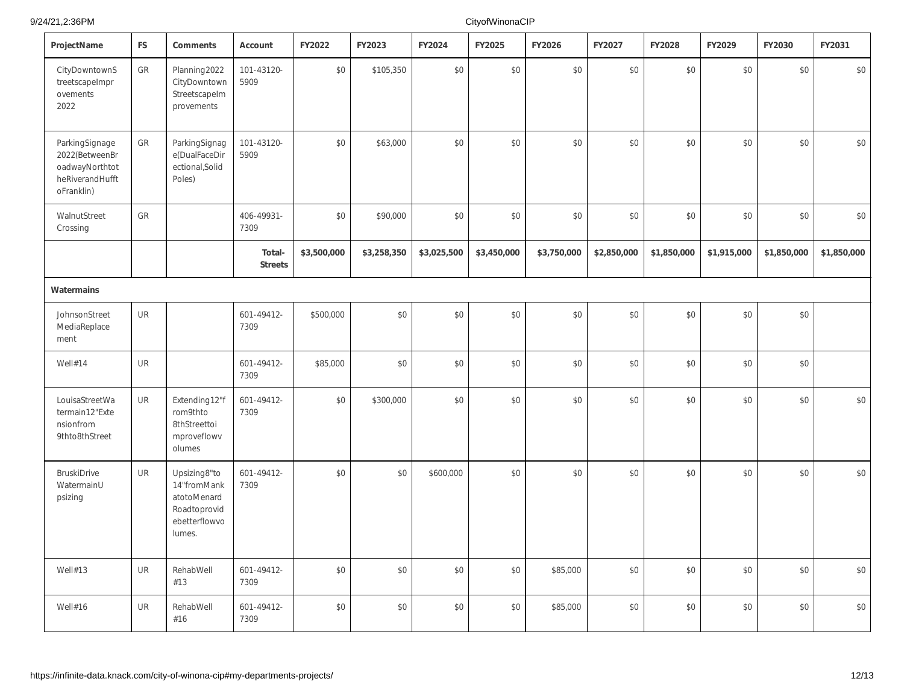| ProjectName | FS | Comments | Account | FY2022 | FY2023 | FY2024 | FY2025 | FY2026 | FY2027 | FY2028 | FY2029 | FY2030 | FY2031 |
|---|---|---|---|---|---|---|---|---|---|---|---|---|---|
| CityDowntownStreetscapeImprovements 2022 | GR | Planning2022 CityDowntown StreetscapeImprovements | 101-43120-5909 | $0 | $105,350 | $0 | $0 | $0 | $0 | $0 | $0 | $0 | $0 |
| ParkingSignage 2022(BetweenBroadwayNorthtotheRiverandHufftoFranklin) | GR | ParkingSignage(DualFaceDirectional,Solid Poles) | 101-43120-5909 | $0 | $63,000 | $0 | $0 | $0 | $0 | $0 | $0 | $0 | $0 |
| WalnutStreet Crossing | GR | | 406-49931-7309 | $0 | $90,000 | $0 | $0 | $0 | $0 | $0 | $0 | $0 | $0 |
| | | | **Total-Streets** | **$3,500,000** | **$3,258,350** | **$3,025,500** | **$3,450,000** | **$3,750,000** | **$2,850,000** | **$1,850,000** | **$1,915,000** | **$1,850,000** | **$1,850,000** |
| **Watermains** | | | | | | | | | | | | | |
| JohnsonStreet MediaReplacement | UR | | 601-49412-7309 | $500,000 | $0 | $0 | $0 | $0 | $0 | $0 | $0 | $0 | |
| Well#14 | UR | | 601-49412-7309 | $85,000 | $0 | $0 | $0 | $0 | $0 | $0 | $0 | $0 | |
| LouisaStreetWatermain12"Extensionfrom 9thto8thStreet | UR | Extending12"from9thto 8thStreettoimproveflowvolumes | 601-49412-7309 | $0 | $300,000 | $0 | $0 | $0 | $0 | $0 | $0 | $0 | $0 |
| BruskiDrive WatermainUpsizing | UR | Upsizing8"to 14"fromMankatotoMenard Roadtoprovidebetterflowvolumes. | 601-49412-7309 | $0 | $0 | $600,000 | $0 | $0 | $0 | $0 | $0 | $0 | $0 |
| Well#13 | UR | RehabWell #13 | 601-49412-7309 | $0 | $0 | $0 | $0 | $85,000 | $0 | $0 | $0 | $0 | $0 |
| Well#16 | UR | RehabWell #16 | 601-49412-7309 | $0 | $0 | $0 | $0 | $85,000 | $0 | $0 | $0 | $0 | $0 |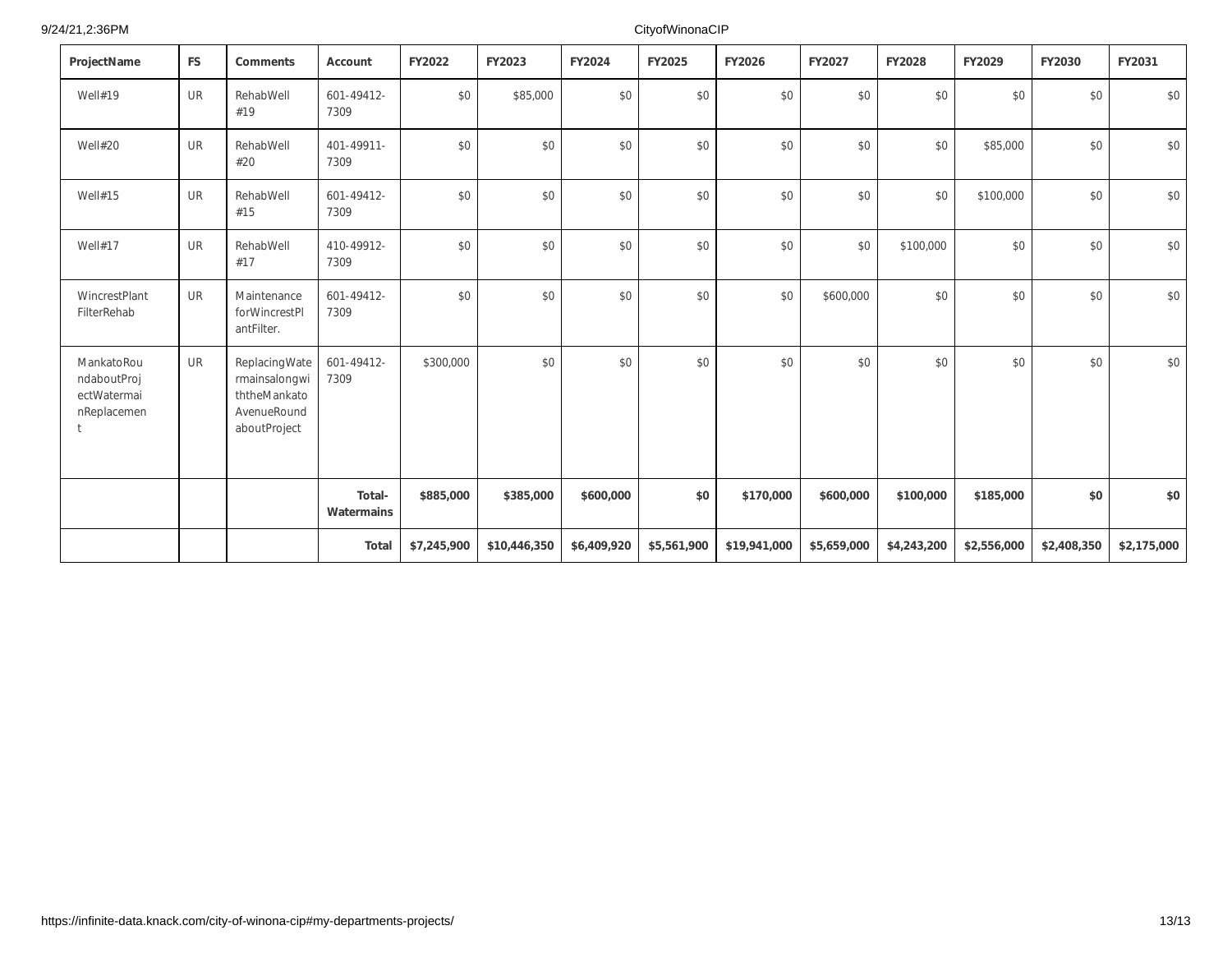| ProjectName | FS | Comments | Account | FY2022 | FY2023 | FY2024 | FY2025 | FY2026 | FY2027 | FY2028 | FY2029 | FY2030 | FY2031 |
|---|---|---|---|---|---|---|---|---|---|---|---|---|---|
| Well#19 | UR | RehabWell #19 | 601-49412-7309 | $0 | $85,000 | $0 | $0 | $0 | $0 | $0 | $0 | $0 | $0 |
| Well#20 | UR | RehabWell #20 | 401-49911-7309 | $0 | $0 | $0 | $0 | $0 | $0 | $0 | $85,000 | $0 | $0 |
| Well#15 | UR | RehabWell #15 | 601-49412-7309 | $0 | $0 | $0 | $0 | $0 | $0 | $0 | $100,000 | $0 | $0 |
| Well#17 | UR | RehabWell #17 | 410-49912-7309 | $0 | $0 | $0 | $0 | $0 | $0 | $100,000 | $0 | $0 | $0 |
| WincrestPlant FilterRehab | UR | MaintenanceforWincrestPlantFilter. | 601-49412-7309 | $0 | $0 | $0 | $0 | $0 | $600,000 | $0 | $0 | $0 | $0 |
| MankatoRoundaboutProjectWatermainReplacement | UR | ReplacingWatermainsalongwiththeMankatoAvenueRoundaboutProject | 601-49412-7309 | $300,000 | $0 | $0 | $0 | $0 | $0 | $0 | $0 | $0 | $0 |
| | | | **Total-Watermains** | **$885,000** | **$385,000** | **$600,000** | **$0** | **$170,000** | **$600,000** | **$100,000** | **$185,000** | **$0** | **$0** |
| | | | **Total** | **$7,245,900** | **$10,446,350** | **$6,409,920** | **$5,561,900** | **$19,941,000** | **$5,659,000** | **$4,243,200** | **$2,556,000** | **$2,408,350** | **$2,175,000** |